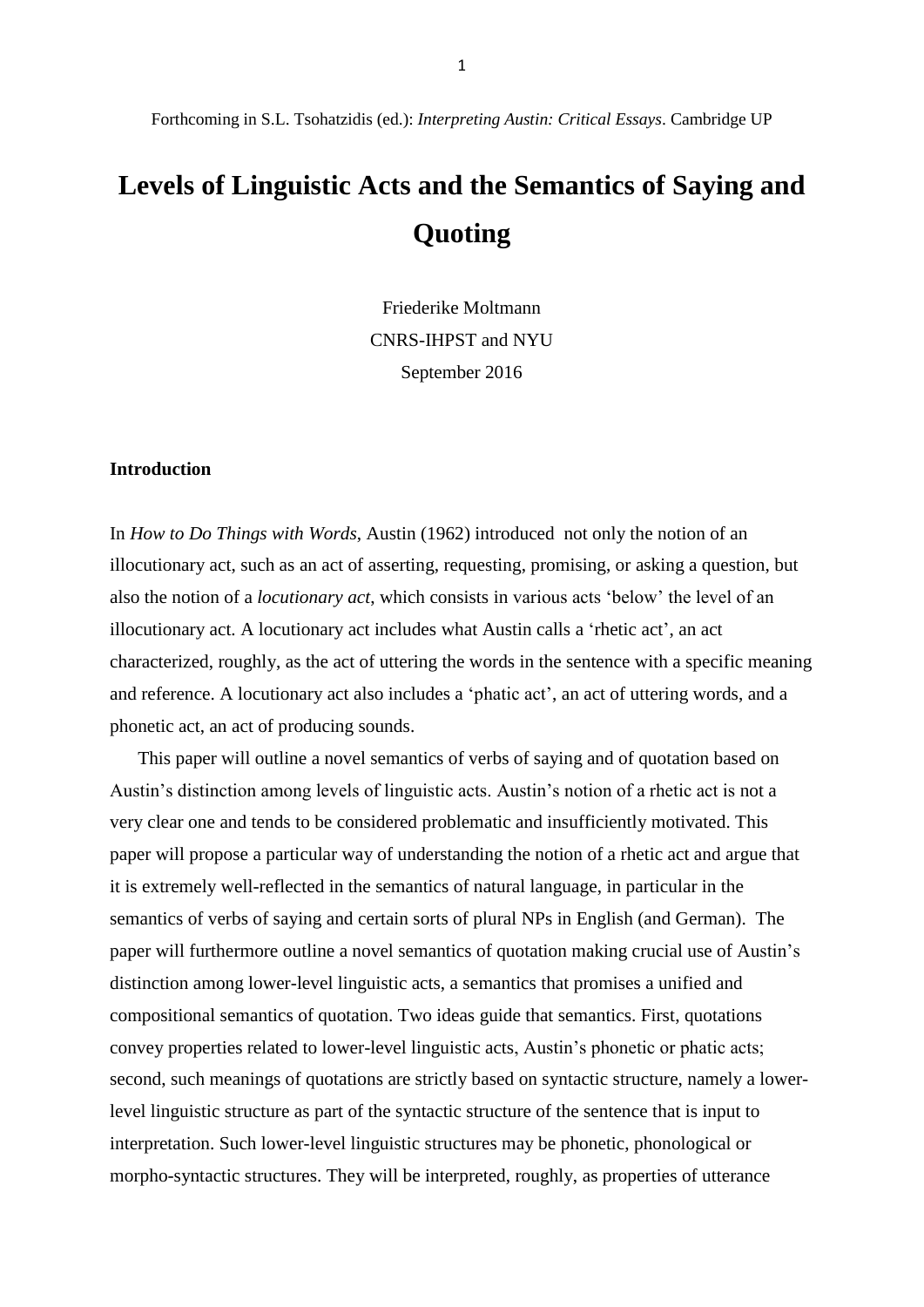Forthcoming in S.L. Tsohatzidis (ed.): *Interpreting Austin: Critical Essays*. Cambridge UP

# Levels of Linguistic Acts and the Semantics of Saying and Quoting

Friederike Moltmann
CNRS-IHPST and NYU
September 2016

## Introduction

In *How to Do Things with Words*, Austin (1962) introduced not only the notion of an illocutionary act, such as an act of asserting, requesting, promising, or asking a question, but also the notion of a *locutionary act*, which consists in various acts 'below' the level of an illocutionary act. A locutionary act includes what Austin calls a 'rhetic act', an act characterized, roughly, as the act of uttering the words in the sentence with a specific meaning and reference. A locutionary act also includes a 'phatic act', an act of uttering words, and a phonetic act, an act of producing sounds.

This paper will outline a novel semantics of verbs of saying and of quotation based on Austin's distinction among levels of linguistic acts. Austin's notion of a rhetic act is not a very clear one and tends to be considered problematic and insufficiently motivated. This paper will propose a particular way of understanding the notion of a rhetic act and argue that it is extremely well-reflected in the semantics of natural language, in particular in the semantics of verbs of saying and certain sorts of plural NPs in English (and German). The paper will furthermore outline a novel semantics of quotation making crucial use of Austin's distinction among lower-level linguistic acts, a semantics that promises a unified and compositional semantics of quotation. Two ideas guide that semantics. First, quotations convey properties related to lower-level linguistic acts, Austin's phonetic or phatic acts; second, such meanings of quotations are strictly based on syntactic structure, namely a lower-level linguistic structure as part of the syntactic structure of the sentence that is input to interpretation. Such lower-level linguistic structures may be phonetic, phonological or morpho-syntactic structures. They will be interpreted, roughly, as properties of utterance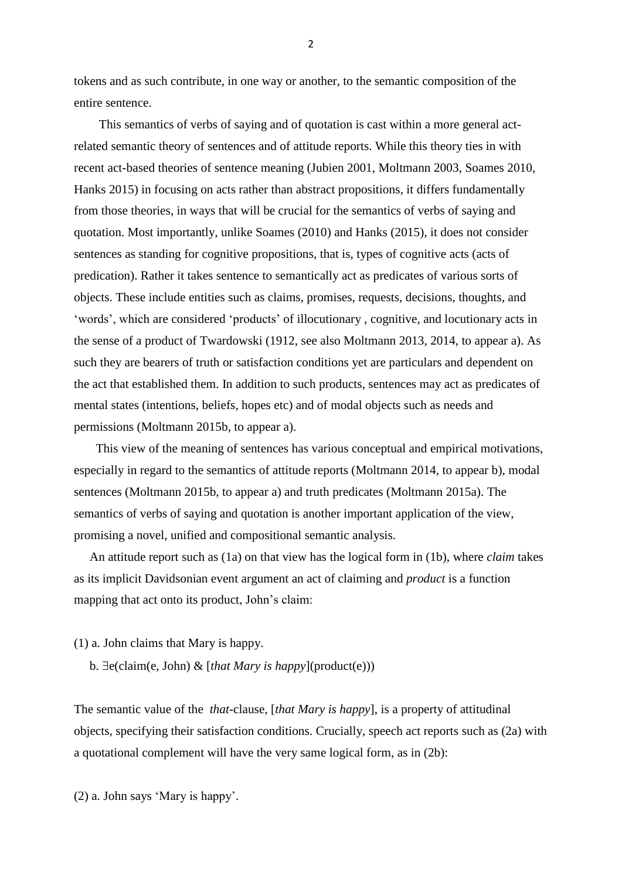tokens and as such contribute, in one way or another, to the semantic composition of the entire sentence.

This semantics of verbs of saying and of quotation is cast within a more general act-related semantic theory of sentences and of attitude reports. While this theory ties in with recent act-based theories of sentence meaning (Jubien 2001, Moltmann 2003, Soames 2010, Hanks 2015) in focusing on acts rather than abstract propositions, it differs fundamentally from those theories, in ways that will be crucial for the semantics of verbs of saying and quotation. Most importantly, unlike Soames (2010) and Hanks (2015), it does not consider sentences as standing for cognitive propositions, that is, types of cognitive acts (acts of predication). Rather it takes sentence to semantically act as predicates of various sorts of objects. These include entities such as claims, promises, requests, decisions, thoughts, and 'words', which are considered 'products' of illocutionary , cognitive, and locutionary acts in the sense of a product of Twardowski (1912, see also Moltmann 2013, 2014, to appear a). As such they are bearers of truth or satisfaction conditions yet are particulars and dependent on the act that established them. In addition to such products, sentences may act as predicates of mental states (intentions, beliefs, hopes etc) and of modal objects such as needs and permissions (Moltmann 2015b, to appear a).

This view of the meaning of sentences has various conceptual and empirical motivations, especially in regard to the semantics of attitude reports (Moltmann 2014, to appear b), modal sentences (Moltmann 2015b, to appear a) and truth predicates (Moltmann 2015a). The semantics of verbs of saying and quotation is another important application of the view, promising a novel, unified and compositional semantic analysis.

An attitude report such as (1a) on that view has the logical form in (1b), where *claim* takes as its implicit Davidsonian event argument an act of claiming and *product* is a function mapping that act onto its product, John's claim:

(1) a. John claims that Mary is happy.

b. ∃e(claim(e, John) & [*that Mary is happy*](product(e)))

The semantic value of the *that*-clause, [*that Mary is happy*], is a property of attitudinal objects, specifying their satisfaction conditions. Crucially, speech act reports such as (2a) with a quotational complement will have the very same logical form, as in (2b):

(2) a. John says 'Mary is happy'.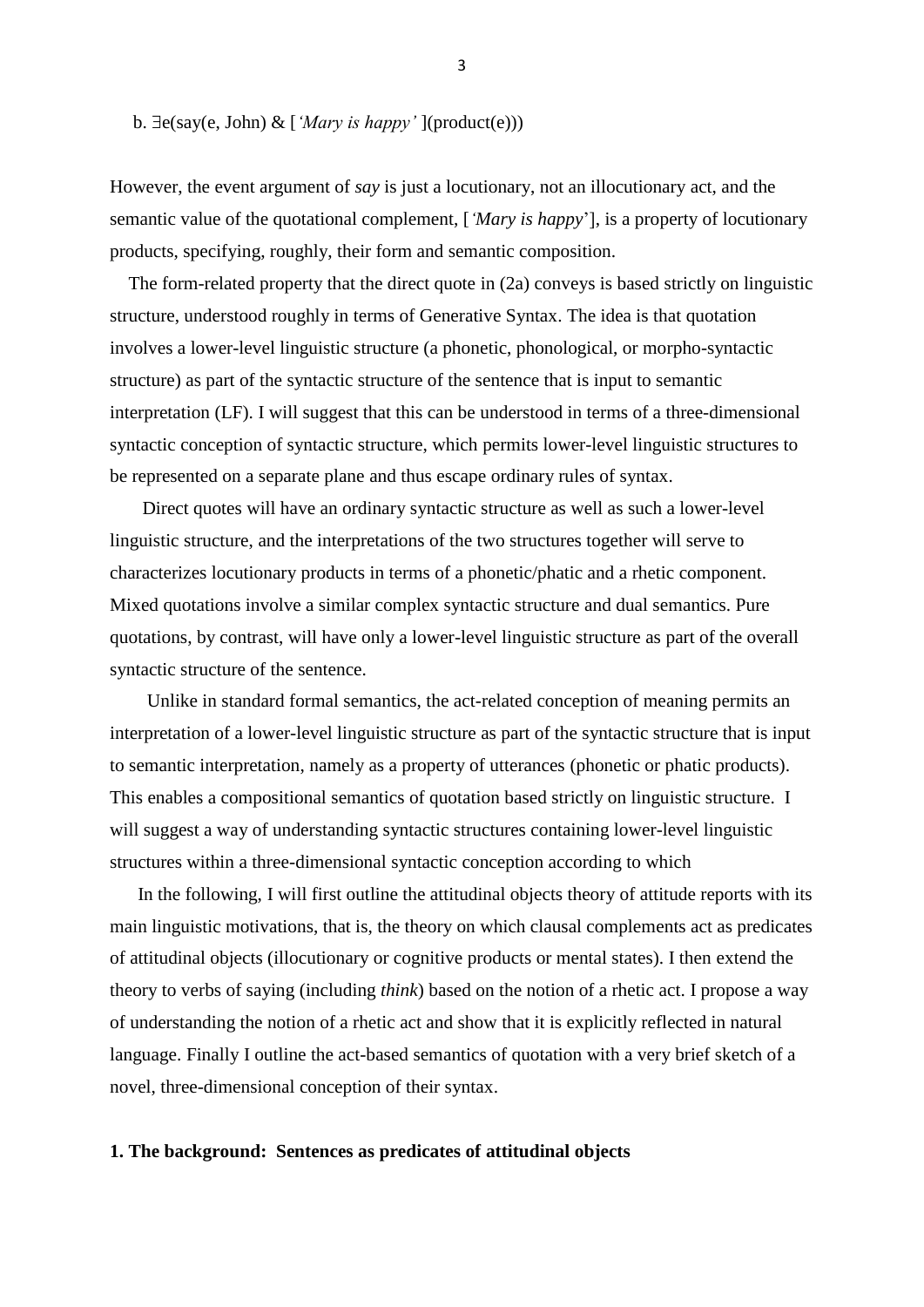b. ∃e(say(e, John) & [*'Mary is happy'* ](product(e)))

However, the event argument of *say* is just a locutionary, not an illocutionary act, and the semantic value of the quotational complement, [*'Mary is happy*'], is a property of locutionary products, specifying, roughly, their form and semantic composition.

The form-related property that the direct quote in (2a) conveys is based strictly on linguistic structure, understood roughly in terms of Generative Syntax. The idea is that quotation involves a lower-level linguistic structure (a phonetic, phonological, or morpho-syntactic structure) as part of the syntactic structure of the sentence that is input to semantic interpretation (LF). I will suggest that this can be understood in terms of a three-dimensional syntactic conception of syntactic structure, which permits lower-level linguistic structures to be represented on a separate plane and thus escape ordinary rules of syntax.

Direct quotes will have an ordinary syntactic structure as well as such a lower-level linguistic structure, and the interpretations of the two structures together will serve to characterizes locutionary products in terms of a phonetic/phatic and a rhetic component. Mixed quotations involve a similar complex syntactic structure and dual semantics. Pure quotations, by contrast, will have only a lower-level linguistic structure as part of the overall syntactic structure of the sentence.

Unlike in standard formal semantics, the act-related conception of meaning permits an interpretation of a lower-level linguistic structure as part of the syntactic structure that is input to semantic interpretation, namely as a property of utterances (phonetic or phatic products). This enables a compositional semantics of quotation based strictly on linguistic structure. I will suggest a way of understanding syntactic structures containing lower-level linguistic structures within a three-dimensional syntactic conception according to which

In the following, I will first outline the attitudinal objects theory of attitude reports with its main linguistic motivations, that is, the theory on which clausal complements act as predicates of attitudinal objects (illocutionary or cognitive products or mental states). I then extend the theory to verbs of saying (including *think*) based on the notion of a rhetic act. I propose a way of understanding the notion of a rhetic act and show that it is explicitly reflected in natural language. Finally I outline the act-based semantics of quotation with a very brief sketch of a novel, three-dimensional conception of their syntax.

## 1. The background: Sentences as predicates of attitudinal objects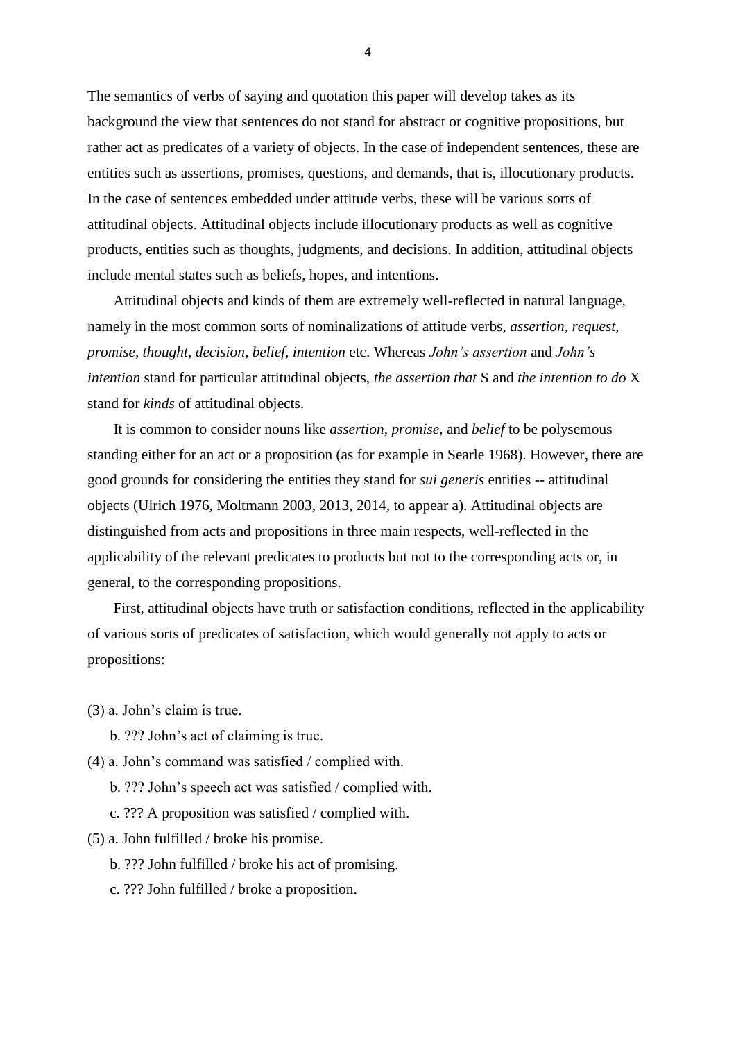The semantics of verbs of saying and quotation this paper will develop takes as its background the view that sentences do not stand for abstract or cognitive propositions, but rather act as predicates of a variety of objects. In the case of independent sentences, these are entities such as assertions, promises, questions, and demands, that is, illocutionary products. In the case of sentences embedded under attitude verbs, these will be various sorts of attitudinal objects. Attitudinal objects include illocutionary products as well as cognitive products, entities such as thoughts, judgments, and decisions. In addition, attitudinal objects include mental states such as beliefs, hopes, and intentions.

Attitudinal objects and kinds of them are extremely well-reflected in natural language, namely in the most common sorts of nominalizations of attitude verbs, *assertion*, *request*, *promise*, *thought*, *decision*, *belief*, *intention* etc. Whereas *John's assertion* and *John's intention* stand for particular attitudinal objects, *the assertion that* S and *the intention to do* X stand for *kinds* of attitudinal objects.

It is common to consider nouns like *assertion*, *promise,* and *belief* to be polysemous standing either for an act or a proposition (as for example in Searle 1968). However, there are good grounds for considering the entities they stand for *sui generis* entities -- attitudinal objects (Ulrich 1976, Moltmann 2003, 2013, 2014, to appear a). Attitudinal objects are distinguished from acts and propositions in three main respects, well-reflected in the applicability of the relevant predicates to products but not to the corresponding acts or, in general, to the corresponding propositions.

First, attitudinal objects have truth or satisfaction conditions, reflected in the applicability of various sorts of predicates of satisfaction, which would generally not apply to acts or propositions:

(3) a. John's claim is true.

b. ??? John's act of claiming is true.

(4) a. John's command was satisfied / complied with.

b. ??? John's speech act was satisfied / complied with.

c. ??? A proposition was satisfied / complied with.

(5) a. John fulfilled / broke his promise.

b. ??? John fulfilled / broke his act of promising.

c. ??? John fulfilled / broke a proposition.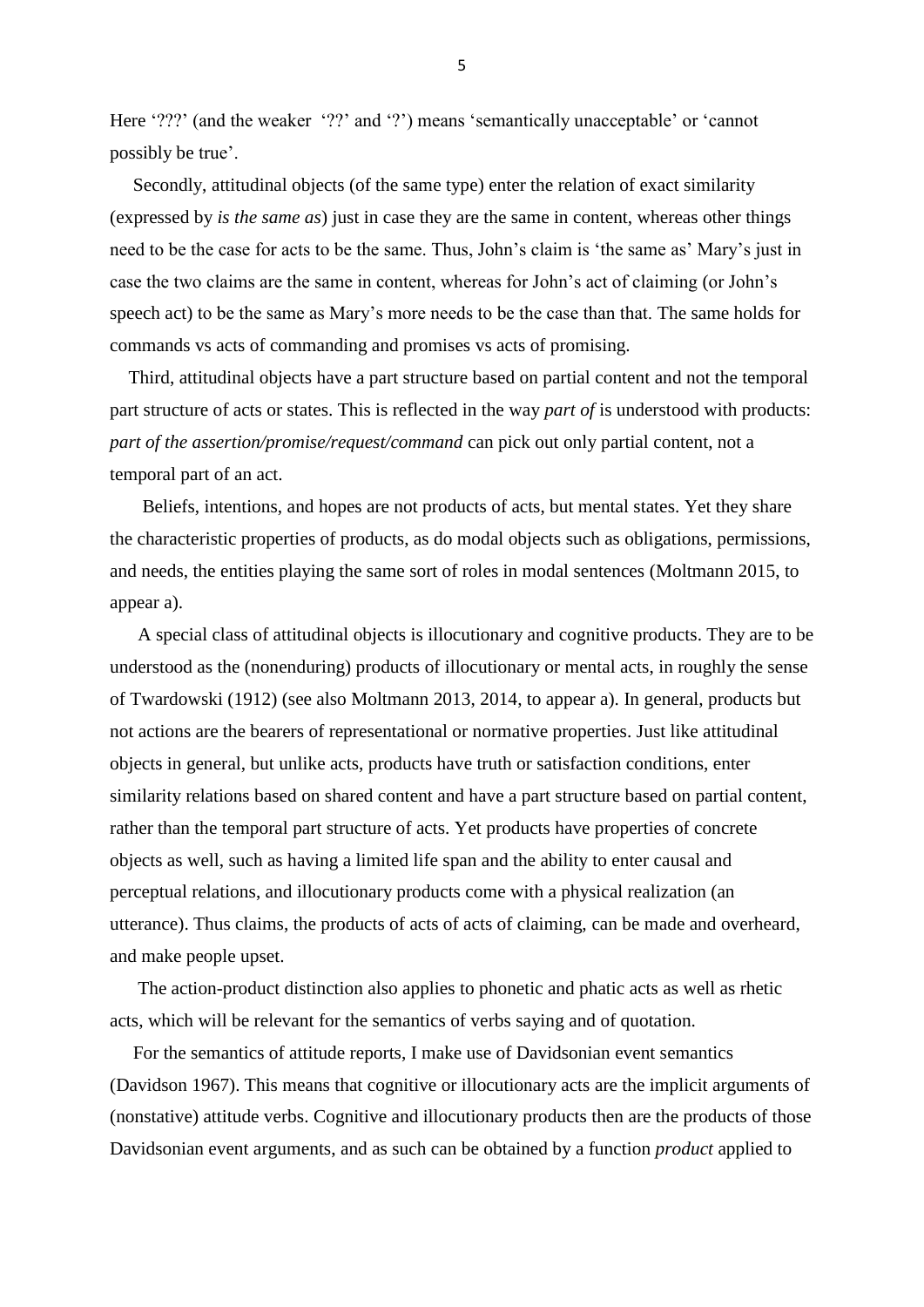Here '???' (and the weaker '??' and '?') means 'semantically unacceptable' or 'cannot possibly be true'.

Secondly, attitudinal objects (of the same type) enter the relation of exact similarity (expressed by *is the same as*) just in case they are the same in content, whereas other things need to be the case for acts to be the same. Thus, John's claim is 'the same as' Mary's just in case the two claims are the same in content, whereas for John's act of claiming (or John's speech act) to be the same as Mary's more needs to be the case than that. The same holds for commands vs acts of commanding and promises vs acts of promising.

Third, attitudinal objects have a part structure based on partial content and not the temporal part structure of acts or states. This is reflected in the way *part of* is understood with products: *part of the assertion/promise/request/command* can pick out only partial content, not a temporal part of an act.

Beliefs, intentions, and hopes are not products of acts, but mental states. Yet they share the characteristic properties of products, as do modal objects such as obligations, permissions, and needs, the entities playing the same sort of roles in modal sentences (Moltmann 2015, to appear a).

A special class of attitudinal objects is illocutionary and cognitive products. They are to be understood as the (nonenduring) products of illocutionary or mental acts, in roughly the sense of Twardowski (1912) (see also Moltmann 2013, 2014, to appear a). In general, products but not actions are the bearers of representational or normative properties. Just like attitudinal objects in general, but unlike acts, products have truth or satisfaction conditions, enter similarity relations based on shared content and have a part structure based on partial content, rather than the temporal part structure of acts. Yet products have properties of concrete objects as well, such as having a limited life span and the ability to enter causal and perceptual relations, and illocutionary products come with a physical realization (an utterance). Thus claims, the products of acts of acts of claiming, can be made and overheard, and make people upset.

The action-product distinction also applies to phonetic and phatic acts as well as rhetic acts, which will be relevant for the semantics of verbs saying and of quotation.

For the semantics of attitude reports, I make use of Davidsonian event semantics (Davidson 1967). This means that cognitive or illocutionary acts are the implicit arguments of (nonstative) attitude verbs. Cognitive and illocutionary products then are the products of those Davidsonian event arguments, and as such can be obtained by a function *product* applied to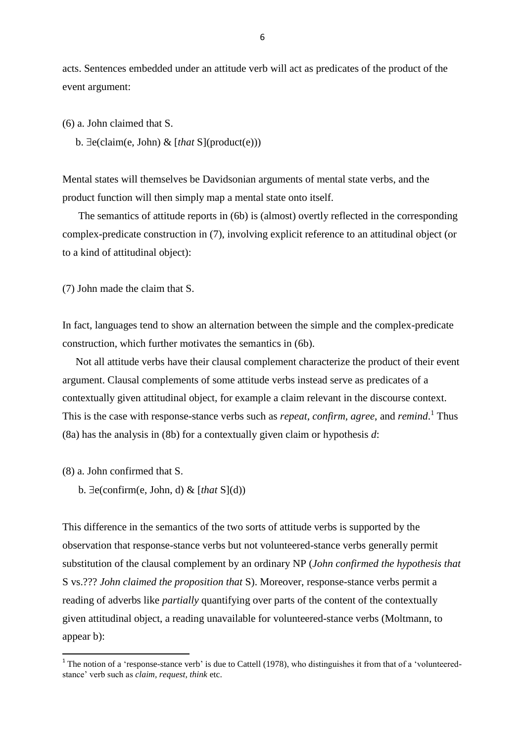acts. Sentences embedded under an attitude verb will act as predicates of the product of the event argument:

(6) a. John claimed that S.

b. ∃e(claim(e, John) & [*that* S](product(e)))

Mental states will themselves be Davidsonian arguments of mental state verbs, and the product function will then simply map a mental state onto itself.

The semantics of attitude reports in (6b) is (almost) overtly reflected in the corresponding complex-predicate construction in (7), involving explicit reference to an attitudinal object (or to a kind of attitudinal object):

(7) John made the claim that S.

In fact, languages tend to show an alternation between the simple and the complex-predicate construction, which further motivates the semantics in (6b).

Not all attitude verbs have their clausal complement characterize the product of their event argument. Clausal complements of some attitude verbs instead serve as predicates of a contextually given attitudinal object, for example a claim relevant in the discourse context. This is the case with response-stance verbs such as *repeat*, *confirm, agree*, and *remind*.[1] Thus (8a) has the analysis in (8b) for a contextually given claim or hypothesis *d*:

(8) a. John confirmed that S.

b. ∃e(confirm(e, John, d) & [*that* S](d))

This difference in the semantics of the two sorts of attitude verbs is supported by the observation that response-stance verbs but not volunteered-stance verbs generally permit substitution of the clausal complement by an ordinary NP (*John confirmed the hypothesis that* S vs.??? *John claimed the proposition that* S). Moreover, response-stance verbs permit a reading of adverbs like *partially* quantifying over parts of the content of the contextually given attitudinal object, a reading unavailable for volunteered-stance verbs (Moltmann, to appear b):

[1] The notion of a 'response-stance verb' is due to Cattell (1978), who distinguishes it from that of a 'volunteered-stance' verb such as *claim, request, think* etc.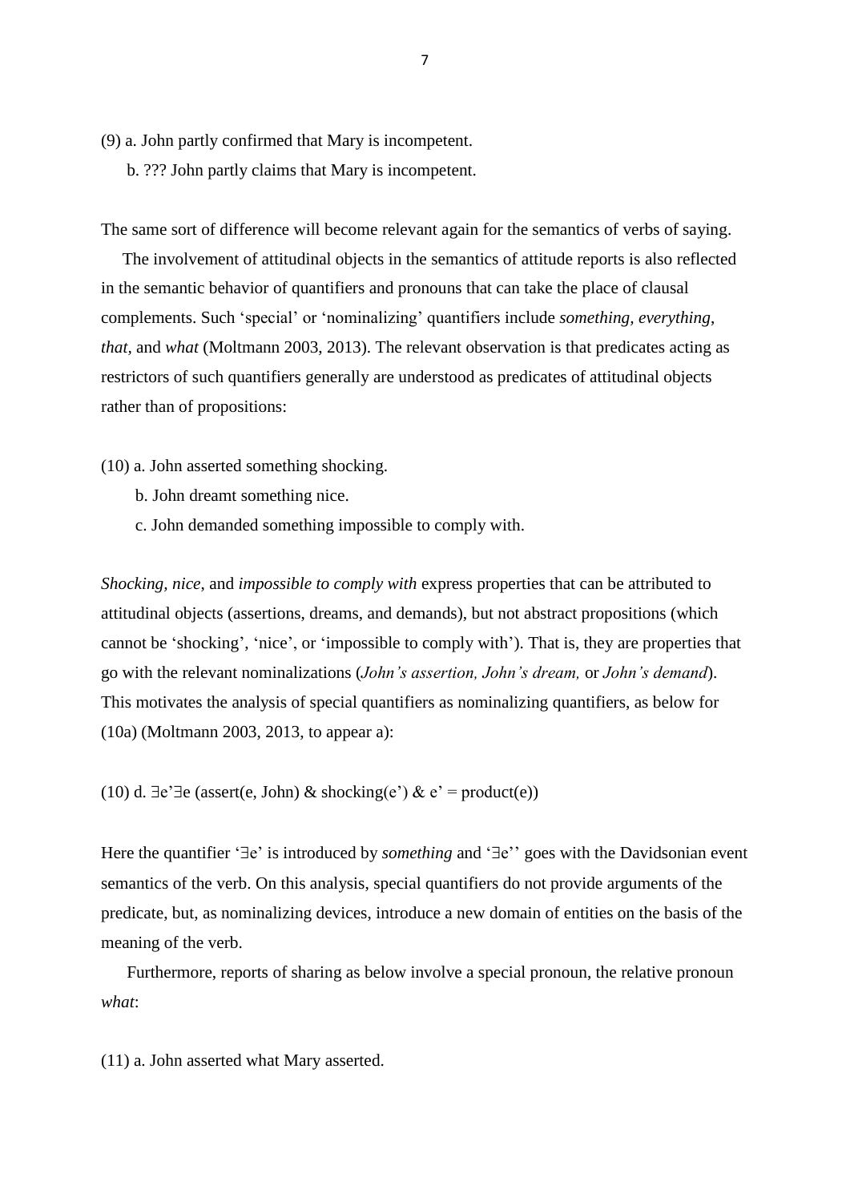(9) a. John partly confirmed that Mary is incompetent.

b. ??? John partly claims that Mary is incompetent.

The same sort of difference will become relevant again for the semantics of verbs of saying.

The involvement of attitudinal objects in the semantics of attitude reports is also reflected in the semantic behavior of quantifiers and pronouns that can take the place of clausal complements. Such 'special' or 'nominalizing' quantifiers include *something*, *everything*, *that*, and *what* (Moltmann 2003, 2013). The relevant observation is that predicates acting as restrictors of such quantifiers generally are understood as predicates of attitudinal objects rather than of propositions:

(10) a. John asserted something shocking.

b. John dreamt something nice.

c. John demanded something impossible to comply with.

*Shocking*, *nice*, and *impossible to comply with* express properties that can be attributed to attitudinal objects (assertions, dreams, and demands), but not abstract propositions (which cannot be 'shocking', 'nice', or 'impossible to comply with'). That is, they are properties that go with the relevant nominalizations (*John's assertion, John's dream,* or *John's demand*). This motivates the analysis of special quantifiers as nominalizing quantifiers, as below for (10a) (Moltmann 2003, 2013, to appear a):

(10) d. ∃e'∃e (assert(e, John) & shocking(e') & e' = product(e))

Here the quantifier '∃e' is introduced by *something* and '∃e'' goes with the Davidsonian event semantics of the verb. On this analysis, special quantifiers do not provide arguments of the predicate, but, as nominalizing devices, introduce a new domain of entities on the basis of the meaning of the verb.

Furthermore, reports of sharing as below involve a special pronoun, the relative pronoun *what*:

(11) a. John asserted what Mary asserted.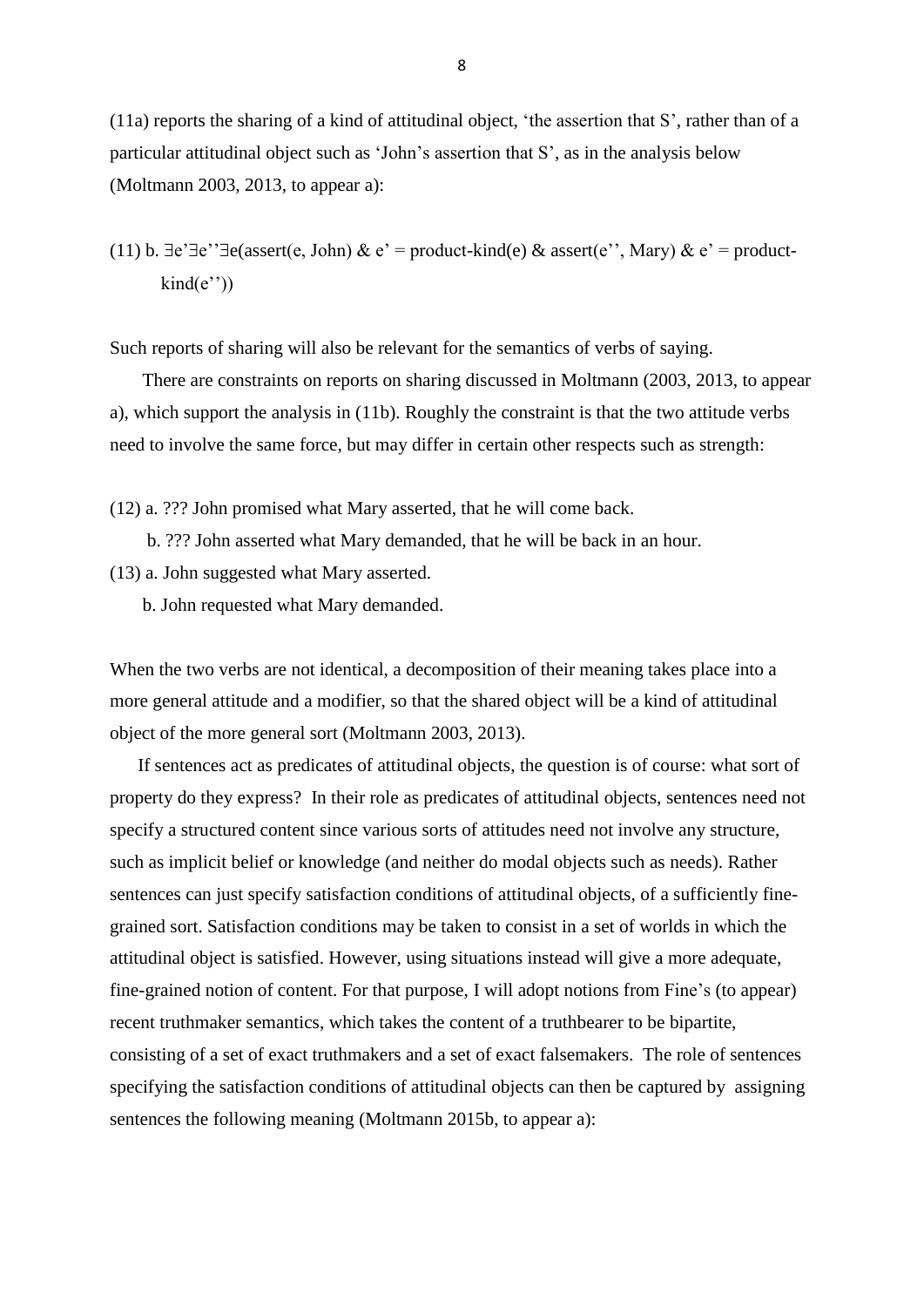(11a) reports the sharing of a kind of attitudinal object, 'the assertion that S', rather than of a particular attitudinal object such as 'John's assertion that S', as in the analysis below (Moltmann 2003, 2013, to appear a):

(11) b. ∃e'∃e''∃e(assert(e, John) & e' = product-kind(e) & assert(e'', Mary) & e' = product-kind(e''))

Such reports of sharing will also be relevant for the semantics of verbs of saying.

There are constraints on reports on sharing discussed in Moltmann (2003, 2013, to appear a), which support the analysis in (11b). Roughly the constraint is that the two attitude verbs need to involve the same force, but may differ in certain other respects such as strength:

(12) a. ??? John promised what Mary asserted, that he will come back.

b. ??? John asserted what Mary demanded, that he will be back in an hour.

(13) a. John suggested what Mary asserted.

b. John requested what Mary demanded.

When the two verbs are not identical, a decomposition of their meaning takes place into a more general attitude and a modifier, so that the shared object will be a kind of attitudinal object of the more general sort (Moltmann 2003, 2013).

If sentences act as predicates of attitudinal objects, the question is of course: what sort of property do they express? In their role as predicates of attitudinal objects, sentences need not specify a structured content since various sorts of attitudes need not involve any structure, such as implicit belief or knowledge (and neither do modal objects such as needs). Rather sentences can just specify satisfaction conditions of attitudinal objects, of a sufficiently fine-grained sort. Satisfaction conditions may be taken to consist in a set of worlds in which the attitudinal object is satisfied. However, using situations instead will give a more adequate, fine-grained notion of content. For that purpose, I will adopt notions from Fine's (to appear) recent truthmaker semantics, which takes the content of a truthbearer to be bipartite, consisting of a set of exact truthmakers and a set of exact falsemakers. The role of sentences specifying the satisfaction conditions of attitudinal objects can then be captured by assigning sentences the following meaning (Moltmann 2015b, to appear a):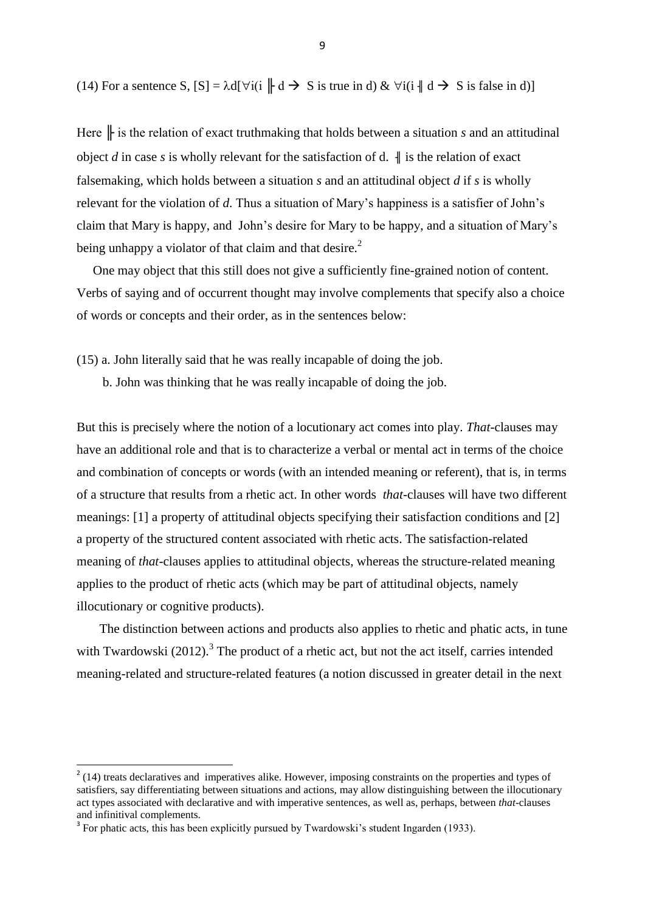(14) For a sentence S, $[S] = \lambda d[\forall i(i \Vdash d \rightarrow \text{S is true in d}) \;\&\; \forall i(i \dashv\!\!\mid d \rightarrow \text{S is false in d})]$

Here $\Vdash$ is the relation of exact truthmaking that holds between a situation *s* and an attitudinal object *d* in case *s* is wholly relevant for the satisfaction of d. $\dashv\!\!\mid$ is the relation of exact falsemaking, which holds between a situation *s* and an attitudinal object *d* if *s* is wholly relevant for the violation of *d*. Thus a situation of Mary's happiness is a satisfier of John's claim that Mary is happy, and John's desire for Mary to be happy, and a situation of Mary's being unhappy a violator of that claim and that desire.[2]

One may object that this still does not give a sufficiently fine-grained notion of content. Verbs of saying and of occurrent thought may involve complements that specify also a choice of words or concepts and their order, as in the sentences below:

(15) a. John literally said that he was really incapable of doing the job.

b. John was thinking that he was really incapable of doing the job.

But this is precisely where the notion of a locutionary act comes into play. *That*-clauses may have an additional role and that is to characterize a verbal or mental act in terms of the choice and combination of concepts or words (with an intended meaning or referent), that is, in terms of a structure that results from a rhetic act. In other words *that*-clauses will have two different meanings: [1] a property of attitudinal objects specifying their satisfaction conditions and [2] a property of the structured content associated with rhetic acts. The satisfaction-related meaning of *that*-clauses applies to attitudinal objects, whereas the structure-related meaning applies to the product of rhetic acts (which may be part of attitudinal objects, namely illocutionary or cognitive products).

The distinction between actions and products also applies to rhetic and phatic acts, in tune with Twardowski (2012).[3] The product of a rhetic act, but not the act itself, carries intended meaning-related and structure-related features (a notion discussed in greater detail in the next

[2] (14) treats declaratives and imperatives alike. However, imposing constraints on the properties and types of satisfiers, say differentiating between situations and actions, may allow distinguishing between the illocutionary act types associated with declarative and with imperative sentences, as well as, perhaps, between *that*-clauses and infinitival complements.

[3] For phatic acts, this has been explicitly pursued by Twardowski's student Ingarden (1933).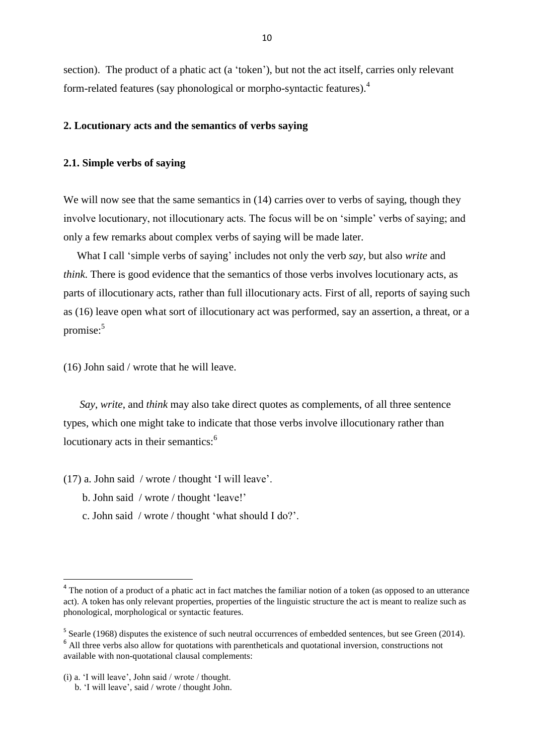section). The product of a phatic act (a 'token'), but not the act itself, carries only relevant form-related features (say phonological or morpho-syntactic features).[4]

## 2. Locutionary acts and the semantics of verbs saying

### 2.1. Simple verbs of saying

We will now see that the same semantics in (14) carries over to verbs of saying, though they involve locutionary, not illocutionary acts. The focus will be on 'simple' verbs of saying; and only a few remarks about complex verbs of saying will be made later.

What I call 'simple verbs of saying' includes not only the verb *say*, but also *write* and *think*. There is good evidence that the semantics of those verbs involves locutionary acts, as parts of illocutionary acts, rather than full illocutionary acts. First of all, reports of saying such as (16) leave open what sort of illocutionary act was performed, say an assertion, a threat, or a promise:[5]

(16) John said / wrote that he will leave.

*Say*, *write*, and *think* may also take direct quotes as complements, of all three sentence types, which one might take to indicate that those verbs involve illocutionary rather than locutionary acts in their semantics:[6]

(17) a. John said / wrote / thought 'I will leave'.
     b. John said / wrote / thought 'leave!'
     c. John said / wrote / thought 'what should I do?'.

---

[4] The notion of a product of a phatic act in fact matches the familiar notion of a token (as opposed to an utterance act). A token has only relevant properties, properties of the linguistic structure the act is meant to realize such as phonological, morphological or syntactic features.

[5] Searle (1968) disputes the existence of such neutral occurrences of embedded sentences, but see Green (2014).

[6] All three verbs also allow for quotations with parentheticals and quotational inversion, constructions not available with non-quotational clausal complements:

(i) a. 'I will leave', John said / wrote / thought.
    b. 'I will leave', said / wrote / thought John.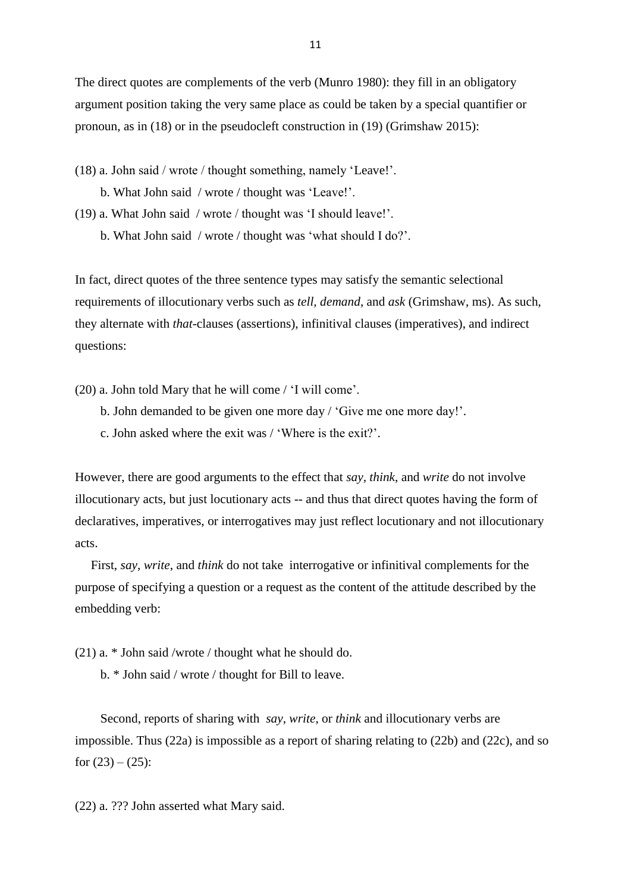The direct quotes are complements of the verb (Munro 1980): they fill in an obligatory argument position taking the very same place as could be taken by a special quantifier or pronoun, as in (18) or in the pseudocleft construction in (19) (Grimshaw 2015):

(18) a. John said / wrote / thought something, namely 'Leave!'.

b. What John said / wrote / thought was 'Leave!'.

(19) a. What John said / wrote / thought was 'I should leave!'.

b. What John said / wrote / thought was 'what should I do?'.

In fact, direct quotes of the three sentence types may satisfy the semantic selectional requirements of illocutionary verbs such as *tell*, *demand*, and *ask* (Grimshaw, ms). As such, they alternate with *that*-clauses (assertions), infinitival clauses (imperatives), and indirect questions:

(20) a. John told Mary that he will come / 'I will come'.

b. John demanded to be given one more day / 'Give me one more day!'.

c. John asked where the exit was / 'Where is the exit?'.

However, there are good arguments to the effect that *say*, *think*, and *write* do not involve illocutionary acts, but just locutionary acts -- and thus that direct quotes having the form of declaratives, imperatives, or interrogatives may just reflect locutionary and not illocutionary acts.

First, *say*, *write*, and *think* do not take interrogative or infinitival complements for the purpose of specifying a question or a request as the content of the attitude described by the embedding verb:

(21) a. * John said /wrote / thought what he should do.

b. * John said / wrote / thought for Bill to leave.

Second, reports of sharing with *say*, *write*, or *think* and illocutionary verbs are impossible. Thus (22a) is impossible as a report of sharing relating to (22b) and (22c), and so for (23) – (25):

(22) a. ??? John asserted what Mary said.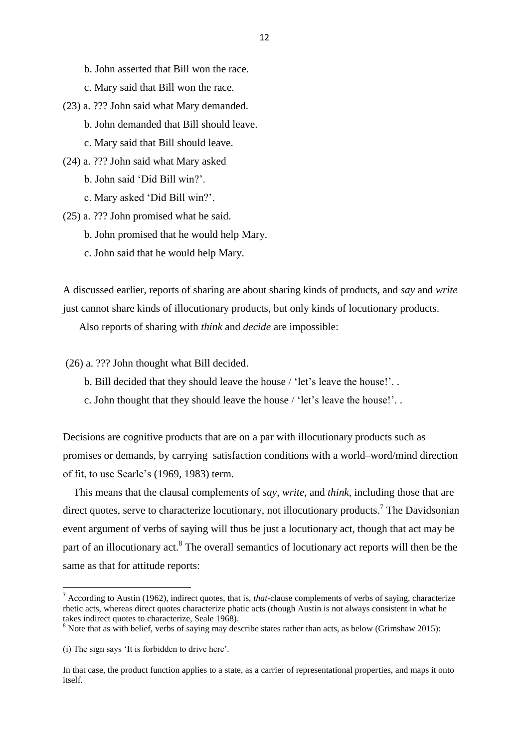b. John asserted that Bill won the race.

c. Mary said that Bill won the race.

(23) a. ??? John said what Mary demanded.

b. John demanded that Bill should leave.

c. Mary said that Bill should leave.

(24) a. ??? John said what Mary asked

b. John said 'Did Bill win?'.

c. Mary asked 'Did Bill win?'.

(25) a. ??? John promised what he said.

b. John promised that he would help Mary.

c. John said that he would help Mary.

A discussed earlier, reports of sharing are about sharing kinds of products, and *say* and *write* just cannot share kinds of illocutionary products, but only kinds of locutionary products.

Also reports of sharing with *think* and *decide* are impossible:

(26) a. ??? John thought what Bill decided.

b. Bill decided that they should leave the house / 'let's leave the house!'. .

c. John thought that they should leave the house / 'let's leave the house!'. .

Decisions are cognitive products that are on a par with illocutionary products such as promises or demands, by carrying satisfaction conditions with a world–word/mind direction of fit, to use Searle's (1969, 1983) term.

This means that the clausal complements of *say*, *write*, and *think*, including those that are direct quotes, serve to characterize locutionary, not illocutionary products.[7] The Davidsonian event argument of verbs of saying will thus be just a locutionary act, though that act may be part of an illocutionary act.[8] The overall semantics of locutionary act reports will then be the same as that for attitude reports:

---

[7] According to Austin (1962), indirect quotes, that is, *that*-clause complements of verbs of saying, characterize rhetic acts, whereas direct quotes characterize phatic acts (though Austin is not always consistent in what he takes indirect quotes to characterize, Seale 1968).

[8] Note that as with belief, verbs of saying may describe states rather than acts, as below (Grimshaw 2015):

(i) The sign says 'It is forbidden to drive here'.

In that case, the product function applies to a state, as a carrier of representational properties, and maps it onto itself.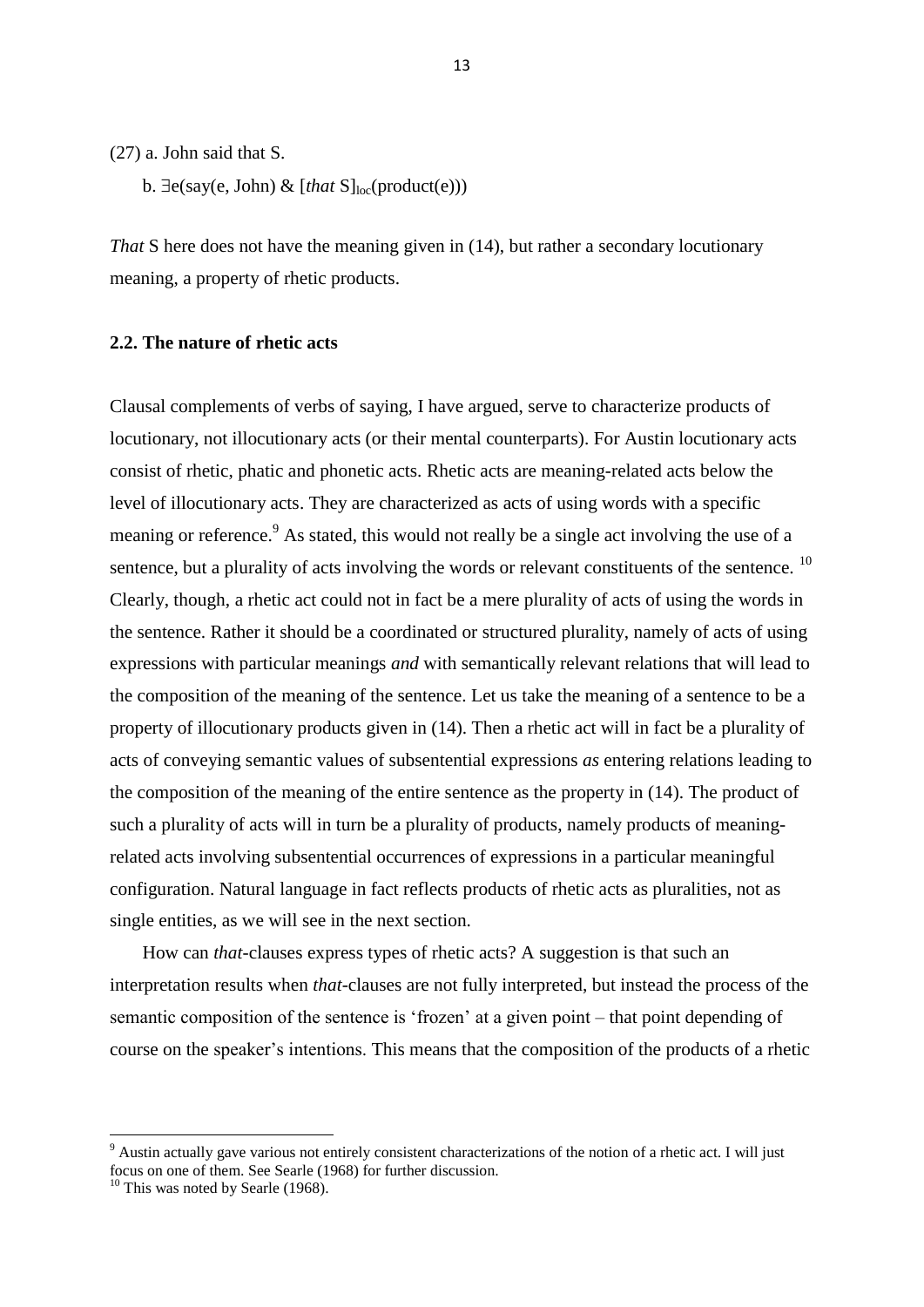(27) a. John said that S.

b. $\exists$e(say(e, John) & [*that* S]$_{loc}$(product(e)))

*That* S here does not have the meaning given in (14), but rather a secondary locutionary meaning, a property of rhetic products.

### 2.2. The nature of rhetic acts

Clausal complements of verbs of saying, I have argued, serve to characterize products of locutionary, not illocutionary acts (or their mental counterparts). For Austin locutionary acts consist of rhetic, phatic and phonetic acts. Rhetic acts are meaning-related acts below the level of illocutionary acts. They are characterized as acts of using words with a specific meaning or reference.[9] As stated, this would not really be a single act involving the use of a sentence, but a plurality of acts involving the words or relevant constituents of the sentence.[10] Clearly, though, a rhetic act could not in fact be a mere plurality of acts of using the words in the sentence. Rather it should be a coordinated or structured plurality, namely of acts of using expressions with particular meanings *and* with semantically relevant relations that will lead to the composition of the meaning of the sentence. Let us take the meaning of a sentence to be a property of illocutionary products given in (14). Then a rhetic act will in fact be a plurality of acts of conveying semantic values of subsentential expressions *as* entering relations leading to the composition of the meaning of the entire sentence as the property in (14). The product of such a plurality of acts will in turn be a plurality of products, namely products of meaning-related acts involving subsentential occurrences of expressions in a particular meaningful configuration. Natural language in fact reflects products of rhetic acts as pluralities, not as single entities, as we will see in the next section.

How can *that*-clauses express types of rhetic acts? A suggestion is that such an interpretation results when *that*-clauses are not fully interpreted, but instead the process of the semantic composition of the sentence is 'frozen' at a given point – that point depending of course on the speaker's intentions. This means that the composition of the products of a rhetic

[9] Austin actually gave various not entirely consistent characterizations of the notion of a rhetic act. I will just focus on one of them. See Searle (1968) for further discussion.

[10] This was noted by Searle (1968).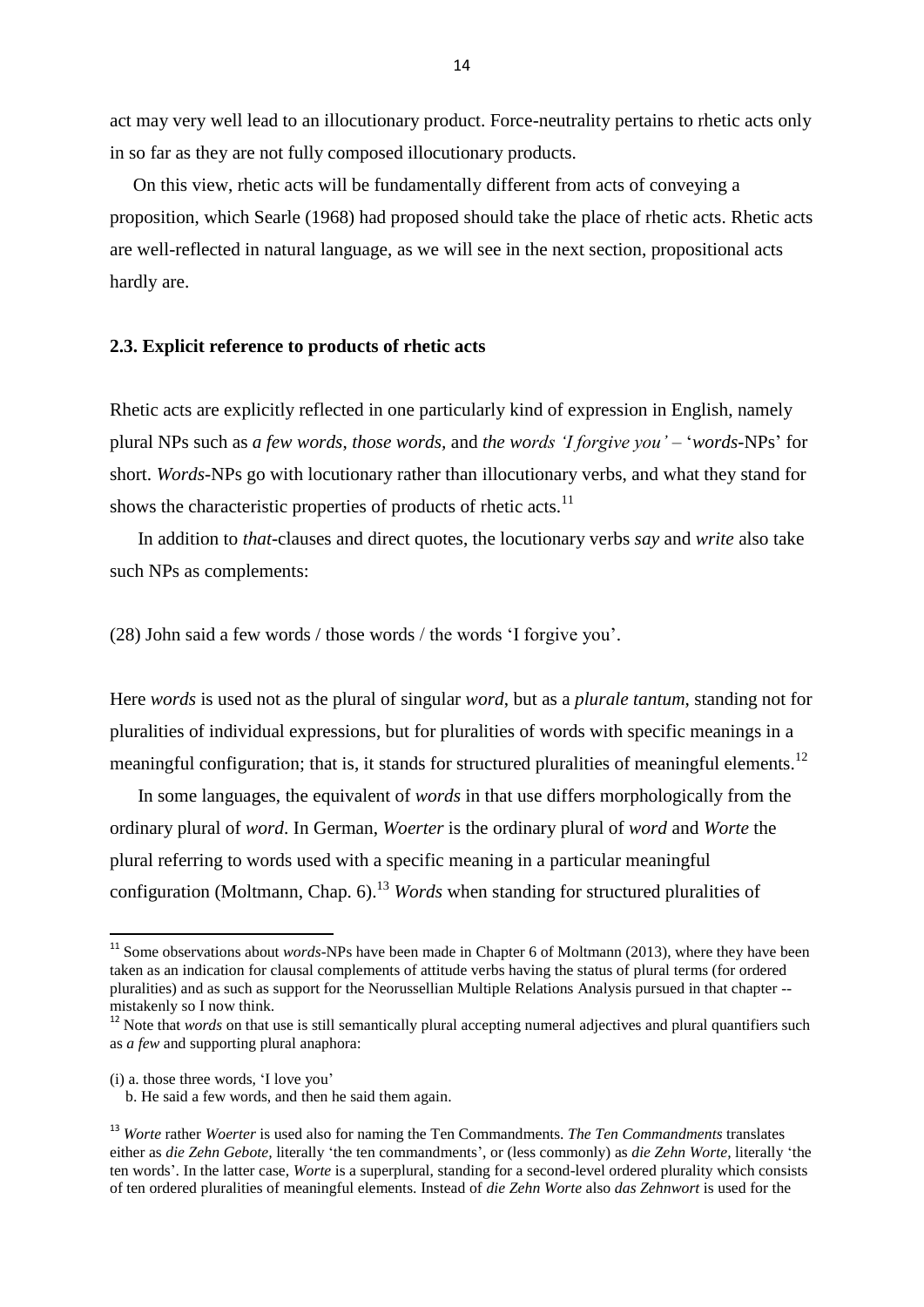act may very well lead to an illocutionary product. Force-neutrality pertains to rhetic acts only in so far as they are not fully composed illocutionary products.

On this view, rhetic acts will be fundamentally different from acts of conveying a proposition, which Searle (1968) had proposed should take the place of rhetic acts. Rhetic acts are well-reflected in natural language, as we will see in the next section, propositional acts hardly are.

### 2.3. Explicit reference to products of rhetic acts

Rhetic acts are explicitly reflected in one particularly kind of expression in English, namely plural NPs such as *a few words*, *those words*, and *the words 'I forgive you'* – '*words*-NPs' for short. *Words*-NPs go with locutionary rather than illocutionary verbs, and what they stand for shows the characteristic properties of products of rhetic acts.[11]

In addition to *that*-clauses and direct quotes, the locutionary verbs *say* and *write* also take such NPs as complements:

(28) John said a few words / those words / the words 'I forgive you'.

Here *words* is used not as the plural of singular *word*, but as a *plurale tantum*, standing not for pluralities of individual expressions, but for pluralities of words with specific meanings in a meaningful configuration; that is, it stands for structured pluralities of meaningful elements.[12]

In some languages, the equivalent of *words* in that use differs morphologically from the ordinary plural of *word*. In German, *Woerter* is the ordinary plural of *word* and *Worte* the plural referring to words used with a specific meaning in a particular meaningful configuration (Moltmann, Chap. 6).[13] *Words* when standing for structured pluralities of

---

[11] Some observations about *words*-NPs have been made in Chapter 6 of Moltmann (2013), where they have been taken as an indication for clausal complements of attitude verbs having the status of plural terms (for ordered pluralities) and as such as support for the Neorussellian Multiple Relations Analysis pursued in that chapter -- mistakenly so I now think.

[12] Note that *words* on that use is still semantically plural accepting numeral adjectives and plural quantifiers such as *a few* and supporting plural anaphora:

(i) a. those three words, 'I love you'
b. He said a few words, and then he said them again.

[13] *Worte* rather *Woerter* is used also for naming the Ten Commandments. *The Ten Commandments* translates either as *die Zehn Gebote,* literally 'the ten commandments', or (less commonly) as *die Zehn Worte,* literally 'the ten words'. In the latter case, *Worte* is a superplural, standing for a second-level ordered plurality which consists of ten ordered pluralities of meaningful elements. Instead of *die Zehn Worte* also *das Zehnwort* is used for the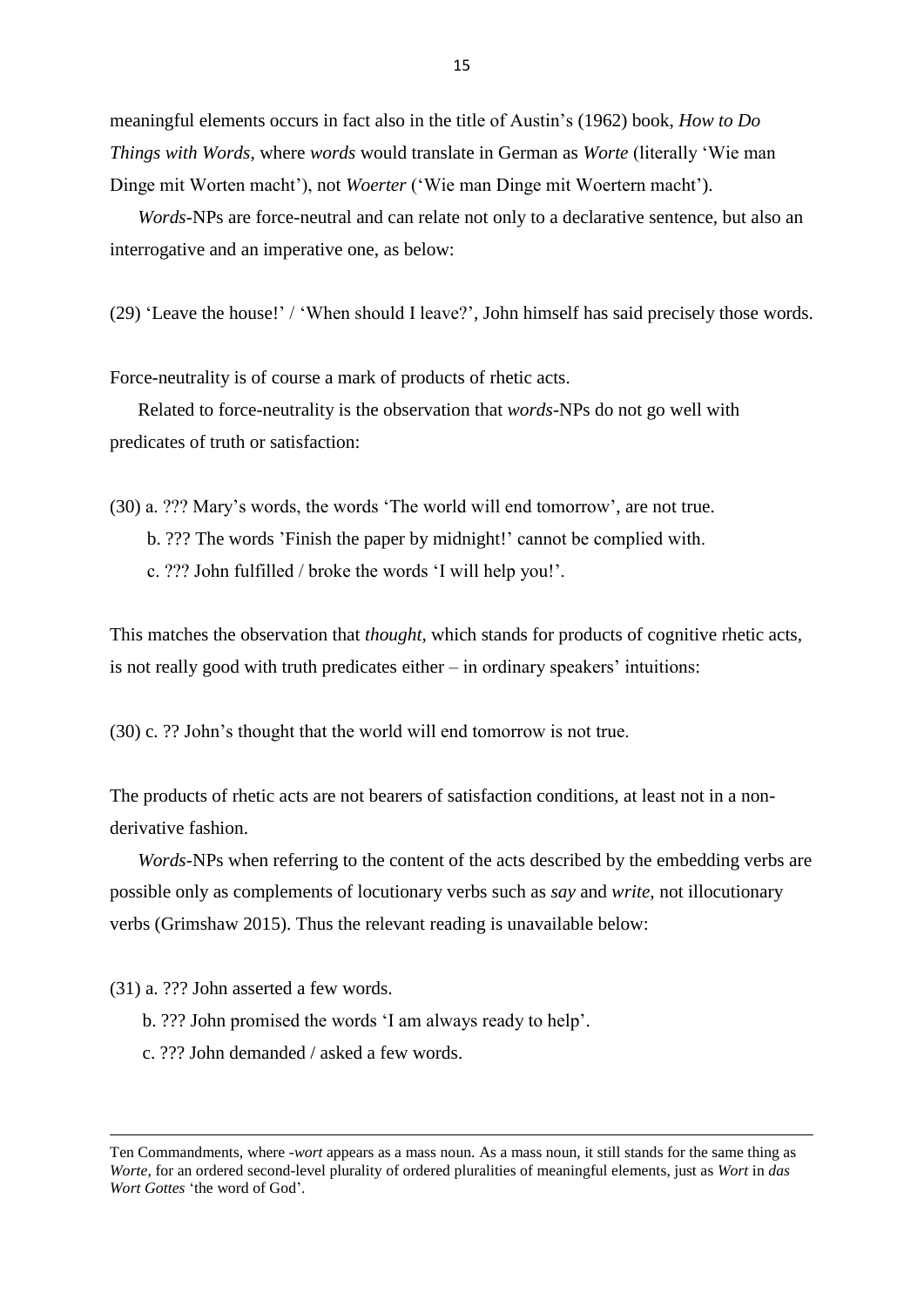meaningful elements occurs in fact also in the title of Austin's (1962) book, *How to Do Things with Words*, where *words* would translate in German as *Worte* (literally 'Wie man Dinge mit Worten macht'), not *Woerter* ('Wie man Dinge mit Woertern macht').

*Words*-NPs are force-neutral and can relate not only to a declarative sentence, but also an interrogative and an imperative one, as below:

(29) 'Leave the house!' / 'When should I leave?', John himself has said precisely those words.

Force-neutrality is of course a mark of products of rhetic acts.

Related to force-neutrality is the observation that *words*-NPs do not go well with predicates of truth or satisfaction:

(30) a. ??? Mary's words, the words 'The world will end tomorrow', are not true.
b. ??? The words 'Finish the paper by midnight!' cannot be complied with.
c. ??? John fulfilled / broke the words 'I will help you!'.

This matches the observation that *thought,* which stands for products of cognitive rhetic acts, is not really good with truth predicates either – in ordinary speakers' intuitions:

(30) c. ?? John's thought that the world will end tomorrow is not true.

The products of rhetic acts are not bearers of satisfaction conditions, at least not in a non-derivative fashion.

*Words*-NPs when referring to the content of the acts described by the embedding verbs are possible only as complements of locutionary verbs such as *say* and *write*, not illocutionary verbs (Grimshaw 2015). Thus the relevant reading is unavailable below:

(31) a. ??? John asserted a few words.
b. ??? John promised the words 'I am always ready to help'.
c. ??? John demanded / asked a few words.

---

Ten Commandments, where *-wort* appears as a mass noun. As a mass noun, it still stands for the same thing as *Worte*, for an ordered second-level plurality of ordered pluralities of meaningful elements, just as *Wort* in *das Wort Gottes* 'the word of God'.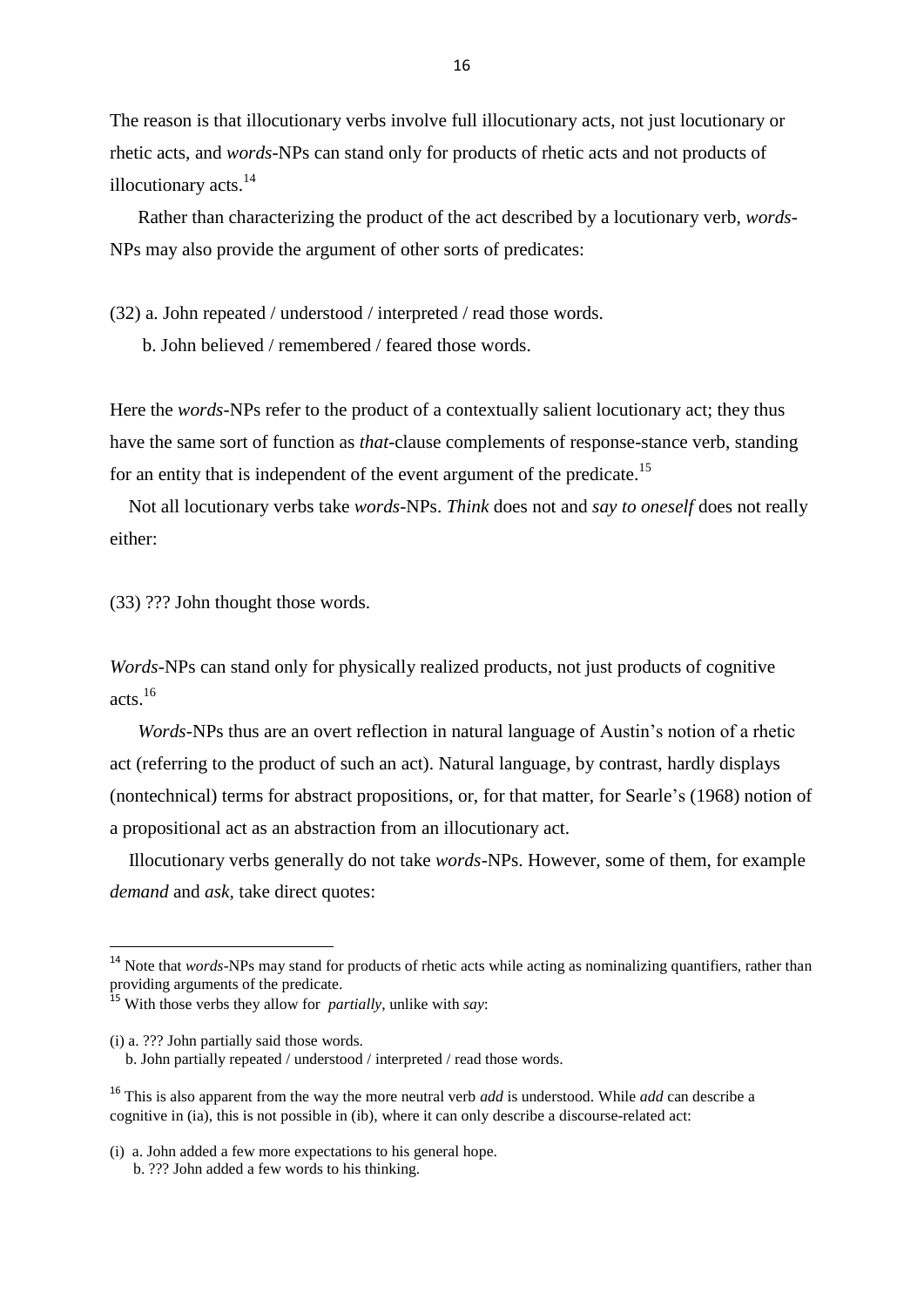The reason is that illocutionary verbs involve full illocutionary acts, not just locutionary or rhetic acts, and *words*-NPs can stand only for products of rhetic acts and not products of illocutionary acts.[14]

Rather than characterizing the product of the act described by a locutionary verb, *words*-NPs may also provide the argument of other sorts of predicates:

(32) a. John repeated / understood / interpreted / read those words.
b. John believed / remembered / feared those words.

Here the *words*-NPs refer to the product of a contextually salient locutionary act; they thus have the same sort of function as *that*-clause complements of response-stance verb, standing for an entity that is independent of the event argument of the predicate.[15]

Not all locutionary verbs take *words*-NPs. *Think* does not and *say to oneself* does not really either:

(33) ??? John thought those words.

*Words*-NPs can stand only for physically realized products, not just products of cognitive acts.[16]

*Words*-NPs thus are an overt reflection in natural language of Austin's notion of a rhetic act (referring to the product of such an act). Natural language, by contrast, hardly displays (nontechnical) terms for abstract propositions, or, for that matter, for Searle's (1968) notion of a propositional act as an abstraction from an illocutionary act.

Illocutionary verbs generally do not take *words*-NPs. However, some of them, for example *demand* and *ask*, take direct quotes:

---

[14] Note that *words*-NPs may stand for products of rhetic acts while acting as nominalizing quantifiers, rather than providing arguments of the predicate.

[15] With those verbs they allow for *partially*, unlike with *say*:

(i) a. ??? John partially said those words.
b. John partially repeated / understood / interpreted / read those words.

[16] This is also apparent from the way the more neutral verb *add* is understood. While *add* can describe a cognitive in (ia), this is not possible in (ib), where it can only describe a discourse-related act:

(i) a. John added a few more expectations to his general hope.
b. ??? John added a few words to his thinking.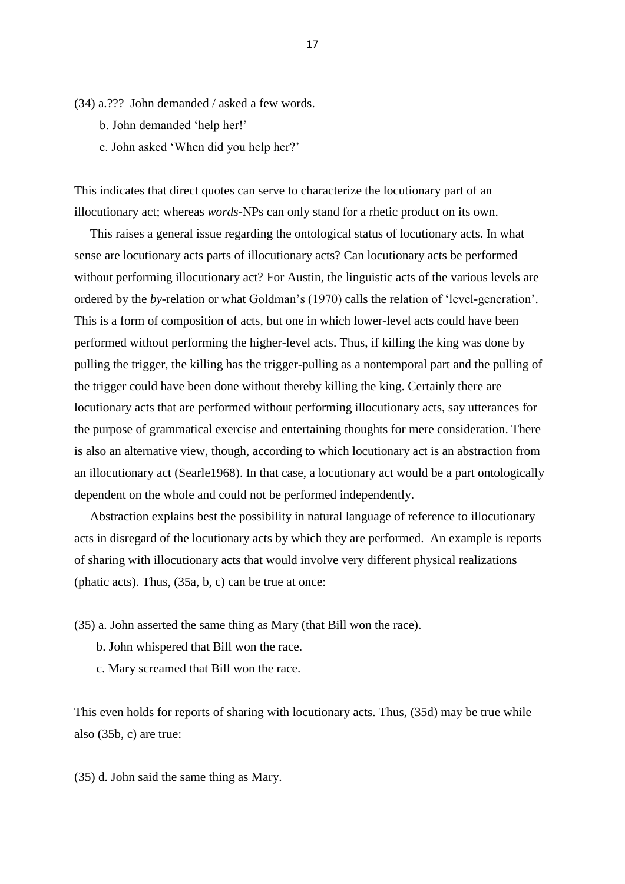(34) a.??? John demanded / asked a few words.

b. John demanded 'help her!'

c. John asked 'When did you help her?'

This indicates that direct quotes can serve to characterize the locutionary part of an illocutionary act; whereas *words*-NPs can only stand for a rhetic product on its own.

This raises a general issue regarding the ontological status of locutionary acts. In what sense are locutionary acts parts of illocutionary acts? Can locutionary acts be performed without performing illocutionary act? For Austin, the linguistic acts of the various levels are ordered by the *by*-relation or what Goldman's (1970) calls the relation of 'level-generation'. This is a form of composition of acts, but one in which lower-level acts could have been performed without performing the higher-level acts. Thus, if killing the king was done by pulling the trigger, the killing has the trigger-pulling as a nontemporal part and the pulling of the trigger could have been done without thereby killing the king. Certainly there are locutionary acts that are performed without performing illocutionary acts, say utterances for the purpose of grammatical exercise and entertaining thoughts for mere consideration. There is also an alternative view, though, according to which locutionary act is an abstraction from an illocutionary act (Searle1968). In that case, a locutionary act would be a part ontologically dependent on the whole and could not be performed independently.

Abstraction explains best the possibility in natural language of reference to illocutionary acts in disregard of the locutionary acts by which they are performed. An example is reports of sharing with illocutionary acts that would involve very different physical realizations (phatic acts). Thus, (35a, b, c) can be true at once:

(35) a. John asserted the same thing as Mary (that Bill won the race).

b. John whispered that Bill won the race.

c. Mary screamed that Bill won the race.

This even holds for reports of sharing with locutionary acts. Thus, (35d) may be true while also (35b, c) are true:

(35) d. John said the same thing as Mary.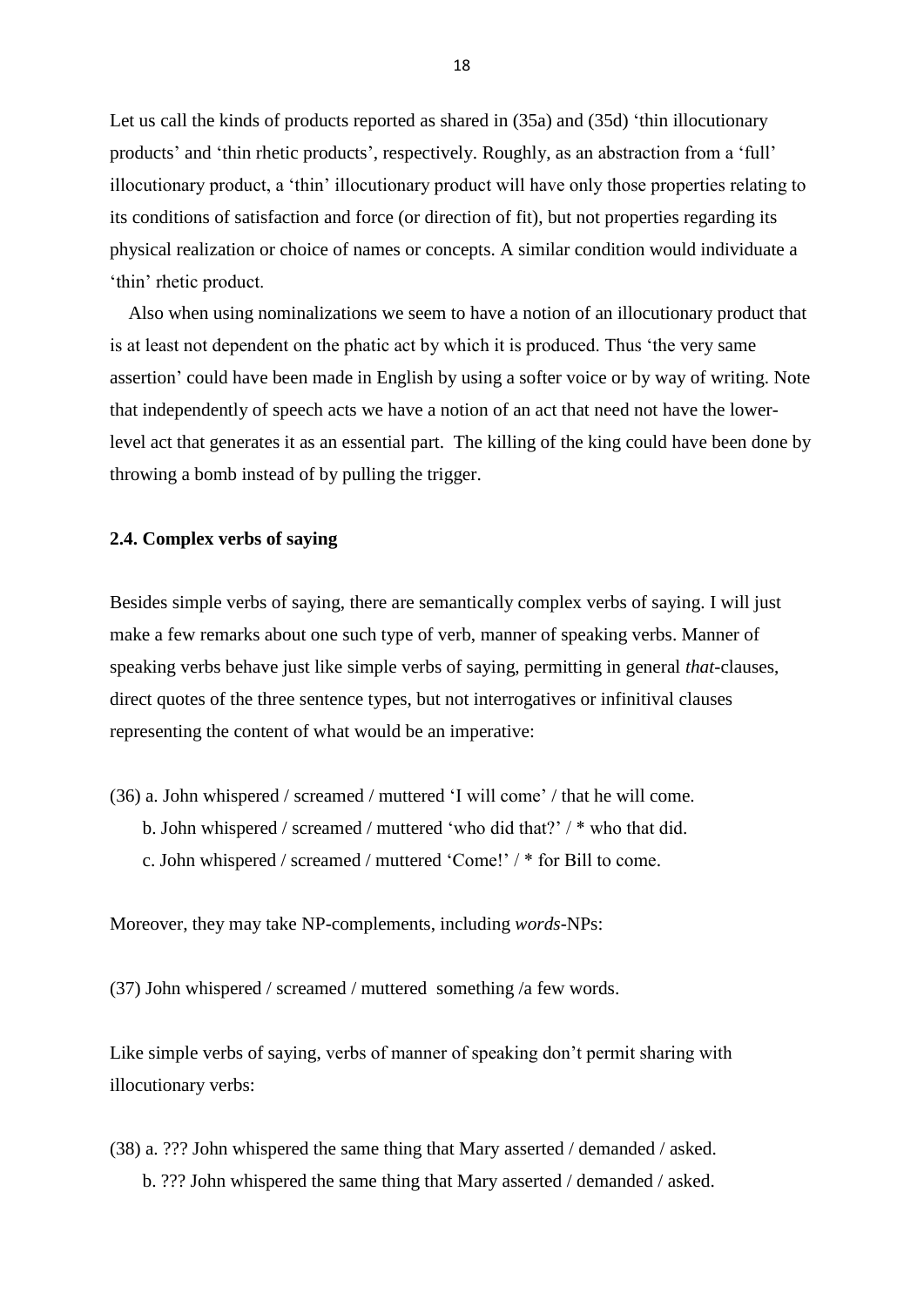Let us call the kinds of products reported as shared in (35a) and (35d) 'thin illocutionary products' and 'thin rhetic products', respectively. Roughly, as an abstraction from a 'full' illocutionary product, a 'thin' illocutionary product will have only those properties relating to its conditions of satisfaction and force (or direction of fit), but not properties regarding its physical realization or choice of names or concepts. A similar condition would individuate a 'thin' rhetic product.

Also when using nominalizations we seem to have a notion of an illocutionary product that is at least not dependent on the phatic act by which it is produced. Thus 'the very same assertion' could have been made in English by using a softer voice or by way of writing. Note that independently of speech acts we have a notion of an act that need not have the lower-level act that generates it as an essential part. The killing of the king could have been done by throwing a bomb instead of by pulling the trigger.

### 2.4. Complex verbs of saying

Besides simple verbs of saying, there are semantically complex verbs of saying. I will just make a few remarks about one such type of verb, manner of speaking verbs. Manner of speaking verbs behave just like simple verbs of saying, permitting in general *that*-clauses, direct quotes of the three sentence types, but not interrogatives or infinitival clauses representing the content of what would be an imperative:

(36) a. John whispered / screamed / muttered 'I will come' / that he will come.
b. John whispered / screamed / muttered 'who did that?' / * who that did.
c. John whispered / screamed / muttered 'Come!' / * for Bill to come.

Moreover, they may take NP-complements, including *words*-NPs:

(37) John whispered / screamed / muttered something /a few words.

Like simple verbs of saying, verbs of manner of speaking don't permit sharing with illocutionary verbs:

(38) a. ??? John whispered the same thing that Mary asserted / demanded / asked.
b. ??? John whispered the same thing that Mary asserted / demanded / asked.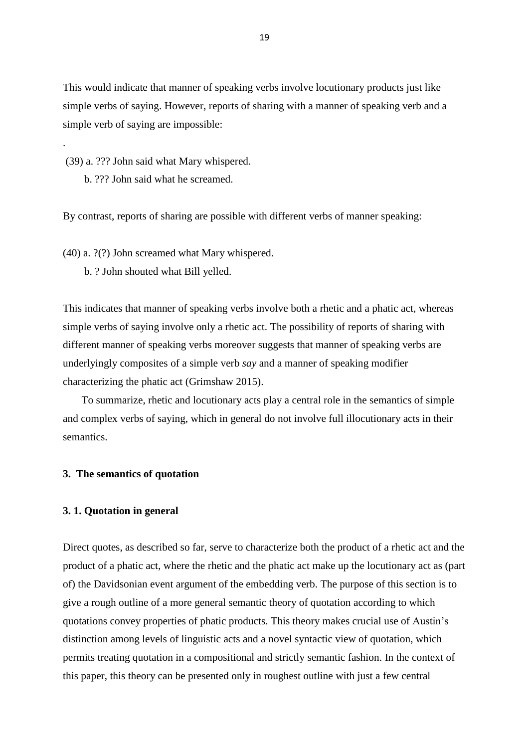This would indicate that manner of speaking verbs involve locutionary products just like simple verbs of saying. However, reports of sharing with a manner of speaking verb and a simple verb of saying are impossible:

.

(39) a. ??? John said what Mary whispered.

b. ??? John said what he screamed.

By contrast, reports of sharing are possible with different verbs of manner speaking:

(40) a. ?(?) John screamed what Mary whispered.

b. ? John shouted what Bill yelled.

This indicates that manner of speaking verbs involve both a rhetic and a phatic act, whereas simple verbs of saying involve only a rhetic act. The possibility of reports of sharing with different manner of speaking verbs moreover suggests that manner of speaking verbs are underlyingly composites of a simple verb *say* and a manner of speaking modifier characterizing the phatic act (Grimshaw 2015).

To summarize, rhetic and locutionary acts play a central role in the semantics of simple and complex verbs of saying, which in general do not involve full illocutionary acts in their semantics.

## 3. The semantics of quotation

### 3. 1. Quotation in general

Direct quotes, as described so far, serve to characterize both the product of a rhetic act and the product of a phatic act, where the rhetic and the phatic act make up the locutionary act as (part of) the Davidsonian event argument of the embedding verb. The purpose of this section is to give a rough outline of a more general semantic theory of quotation according to which quotations convey properties of phatic products. This theory makes crucial use of Austin's distinction among levels of linguistic acts and a novel syntactic view of quotation, which permits treating quotation in a compositional and strictly semantic fashion. In the context of this paper, this theory can be presented only in roughest outline with just a few central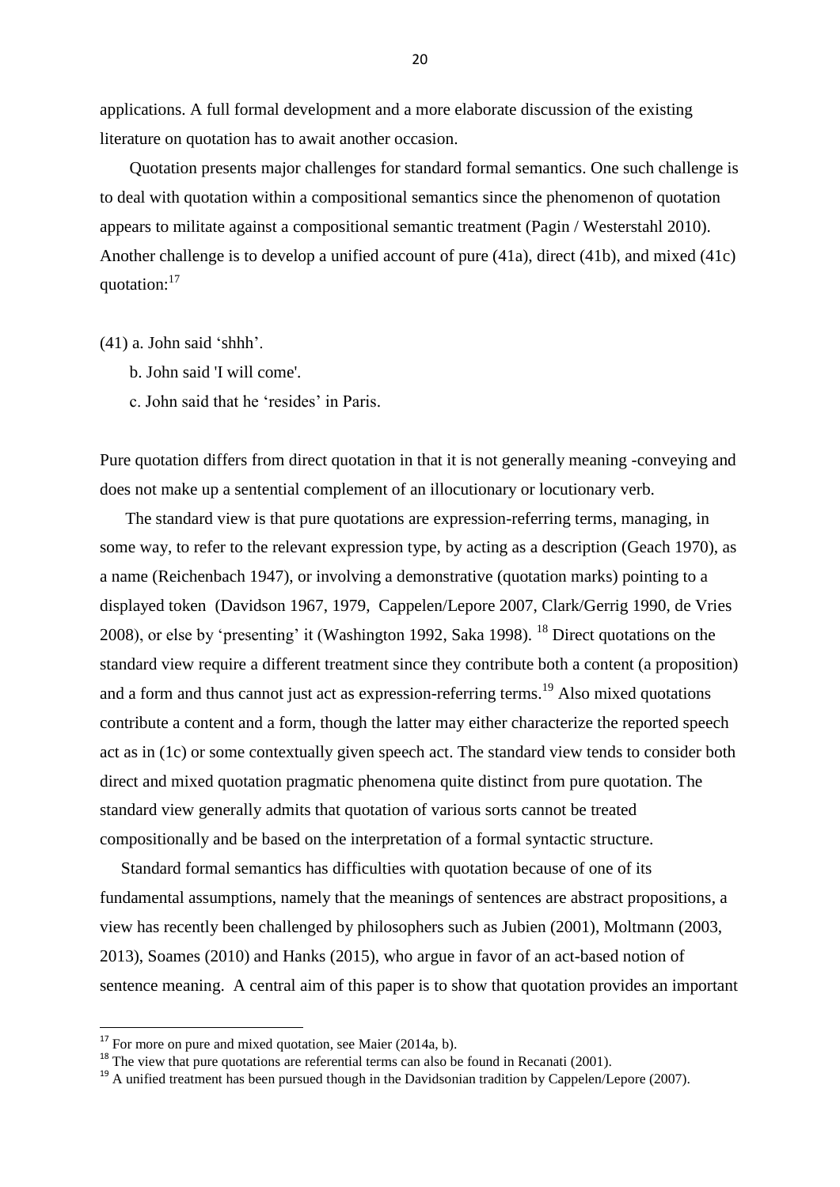applications. A full formal development and a more elaborate discussion of the existing literature on quotation has to await another occasion.

Quotation presents major challenges for standard formal semantics. One such challenge is to deal with quotation within a compositional semantics since the phenomenon of quotation appears to militate against a compositional semantic treatment (Pagin / Westerstahl 2010). Another challenge is to develop a unified account of pure (41a), direct (41b), and mixed (41c) quotation:[17]

(41) a. John said 'shhh'.

b. John said 'I will come'.

c. John said that he 'resides' in Paris.

Pure quotation differs from direct quotation in that it is not generally meaning -conveying and does not make up a sentential complement of an illocutionary or locutionary verb.

The standard view is that pure quotations are expression-referring terms, managing, in some way, to refer to the relevant expression type, by acting as a description (Geach 1970), as a name (Reichenbach 1947), or involving a demonstrative (quotation marks) pointing to a displayed token (Davidson 1967, 1979, Cappelen/Lepore 2007, Clark/Gerrig 1990, de Vries 2008), or else by 'presenting' it (Washington 1992, Saka 1998). [18] Direct quotations on the standard view require a different treatment since they contribute both a content (a proposition) and a form and thus cannot just act as expression-referring terms.[19] Also mixed quotations contribute a content and a form, though the latter may either characterize the reported speech act as in (1c) or some contextually given speech act. The standard view tends to consider both direct and mixed quotation pragmatic phenomena quite distinct from pure quotation. The standard view generally admits that quotation of various sorts cannot be treated compositionally and be based on the interpretation of a formal syntactic structure.

Standard formal semantics has difficulties with quotation because of one of its fundamental assumptions, namely that the meanings of sentences are abstract propositions, a view has recently been challenged by philosophers such as Jubien (2001), Moltmann (2003, 2013), Soames (2010) and Hanks (2015), who argue in favor of an act-based notion of sentence meaning. A central aim of this paper is to show that quotation provides an important

---

[17] For more on pure and mixed quotation, see Maier (2014a, b).

[18] The view that pure quotations are referential terms can also be found in Recanati (2001).

[19] A unified treatment has been pursued though in the Davidsonian tradition by Cappelen/Lepore (2007).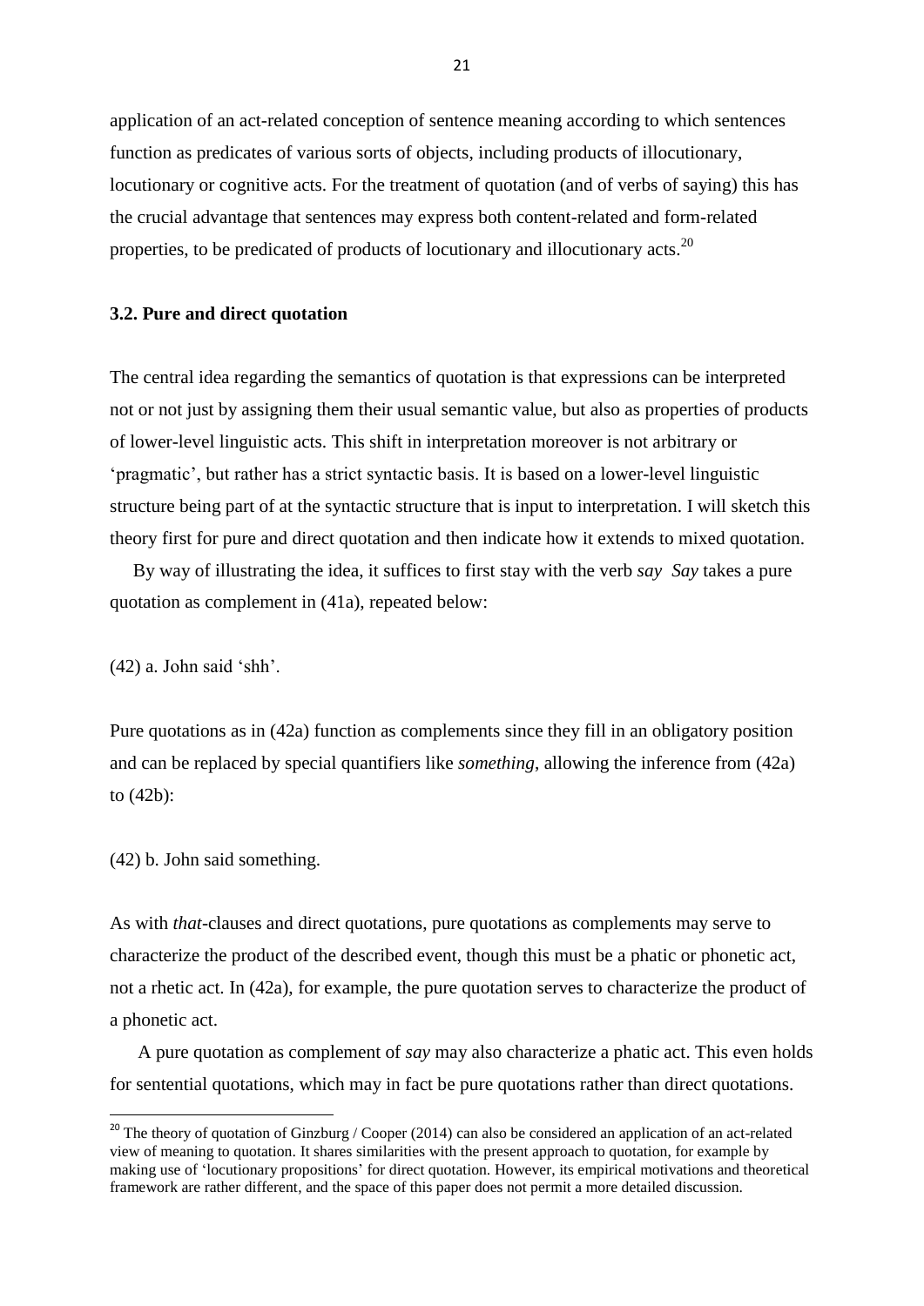application of an act-related conception of sentence meaning according to which sentences function as predicates of various sorts of objects, including products of illocutionary, locutionary or cognitive acts. For the treatment of quotation (and of verbs of saying) this has the crucial advantage that sentences may express both content-related and form-related properties, to be predicated of products of locutionary and illocutionary acts.[20]

### 3.2. Pure and direct quotation

The central idea regarding the semantics of quotation is that expressions can be interpreted not or not just by assigning them their usual semantic value, but also as properties of products of lower-level linguistic acts. This shift in interpretation moreover is not arbitrary or 'pragmatic', but rather has a strict syntactic basis. It is based on a lower-level linguistic structure being part of at the syntactic structure that is input to interpretation. I will sketch this theory first for pure and direct quotation and then indicate how it extends to mixed quotation.

By way of illustrating the idea, it suffices to first stay with the verb *say Say* takes a pure quotation as complement in (41a), repeated below:

(42) a. John said 'shh'.

Pure quotations as in (42a) function as complements since they fill in an obligatory position and can be replaced by special quantifiers like *something*, allowing the inference from (42a) to (42b):

(42) b. John said something.

As with *that*-clauses and direct quotations, pure quotations as complements may serve to characterize the product of the described event, though this must be a phatic or phonetic act, not a rhetic act. In (42a), for example, the pure quotation serves to characterize the product of a phonetic act.

A pure quotation as complement of *say* may also characterize a phatic act. This even holds for sentential quotations, which may in fact be pure quotations rather than direct quotations.

[20] The theory of quotation of Ginzburg / Cooper (2014) can also be considered an application of an act-related view of meaning to quotation. It shares similarities with the present approach to quotation, for example by making use of 'locutionary propositions' for direct quotation. However, its empirical motivations and theoretical framework are rather different, and the space of this paper does not permit a more detailed discussion.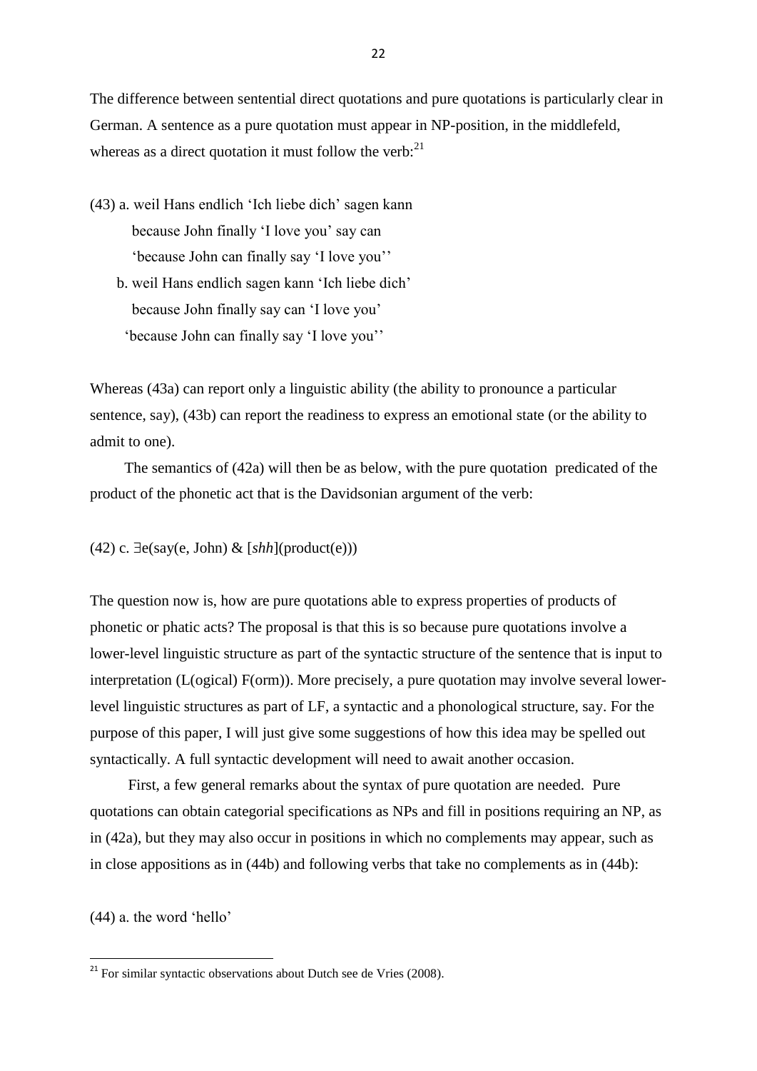The difference between sentential direct quotations and pure quotations is particularly clear in German. A sentence as a pure quotation must appear in NP-position, in the middlefeld, whereas as a direct quotation it must follow the verb:[21]

(43) a. weil Hans endlich 'Ich liebe dich' sagen kann
because John finally 'I love you' say can
'because John can finally say 'I love you''

b. weil Hans endlich sagen kann 'Ich liebe dich'
because John finally say can 'I love you'
'because John can finally say 'I love you''

Whereas (43a) can report only a linguistic ability (the ability to pronounce a particular sentence, say), (43b) can report the readiness to express an emotional state (or the ability to admit to one).

The semantics of (42a) will then be as below, with the pure quotation predicated of the product of the phonetic act that is the Davidsonian argument of the verb:

(42) c. ∃e(say(e, John) & [*shh*](product(e)))

The question now is, how are pure quotations able to express properties of products of phonetic or phatic acts? The proposal is that this is so because pure quotations involve a lower-level linguistic structure as part of the syntactic structure of the sentence that is input to interpretation (L(ogical) F(orm)). More precisely, a pure quotation may involve several lower-level linguistic structures as part of LF, a syntactic and a phonological structure, say. For the purpose of this paper, I will just give some suggestions of how this idea may be spelled out syntactically. A full syntactic development will need to await another occasion.

First, a few general remarks about the syntax of pure quotation are needed. Pure quotations can obtain categorial specifications as NPs and fill in positions requiring an NP, as in (42a), but they may also occur in positions in which no complements may appear, such as in close appositions as in (44b) and following verbs that take no complements as in (44b):

(44) a. the word 'hello'

---

[21] For similar syntactic observations about Dutch see de Vries (2008).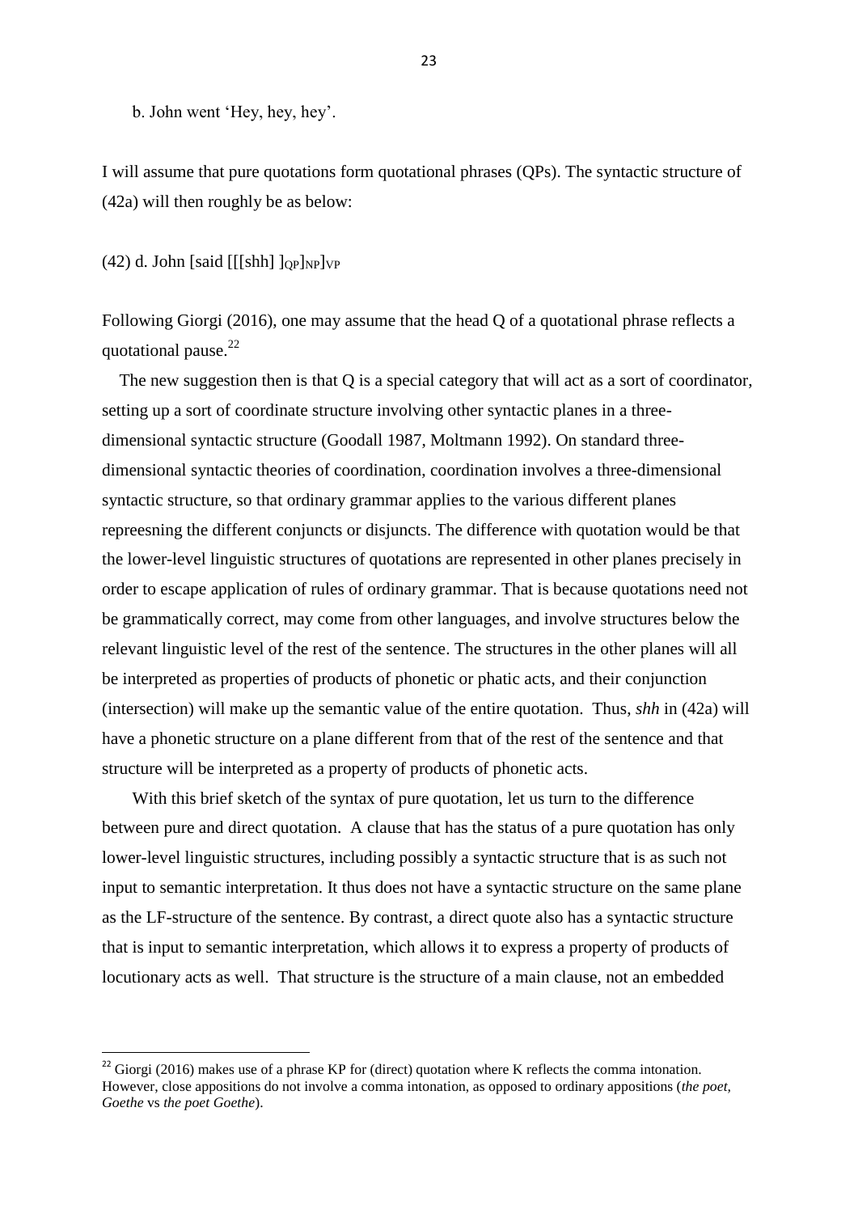b. John went ‘Hey, hey, hey’.

I will assume that pure quotations form quotational phrases (QPs). The syntactic structure of (42a) will then roughly be as below:

(42) d. John [said [[[shh] $]_{QP}]_{NP}]_{VP}$

Following Giorgi (2016), one may assume that the head Q of a quotational phrase reflects a quotational pause.[22]

The new suggestion then is that Q is a special category that will act as a sort of coordinator, setting up a sort of coordinate structure involving other syntactic planes in a three-dimensional syntactic structure (Goodall 1987, Moltmann 1992). On standard three-dimensional syntactic theories of coordination, coordination involves a three-dimensional syntactic structure, so that ordinary grammar applies to the various different planes repreesning the different conjuncts or disjuncts. The difference with quotation would be that the lower-level linguistic structures of quotations are represented in other planes precisely in order to escape application of rules of ordinary grammar. That is because quotations need not be grammatically correct, may come from other languages, and involve structures below the relevant linguistic level of the rest of the sentence. The structures in the other planes will all be interpreted as properties of products of phonetic or phatic acts, and their conjunction (intersection) will make up the semantic value of the entire quotation. Thus, *shh* in (42a) will have a phonetic structure on a plane different from that of the rest of the sentence and that structure will be interpreted as a property of products of phonetic acts.

With this brief sketch of the syntax of pure quotation, let us turn to the difference between pure and direct quotation. A clause that has the status of a pure quotation has only lower-level linguistic structures, including possibly a syntactic structure that is as such not input to semantic interpretation. It thus does not have a syntactic structure on the same plane as the LF-structure of the sentence. By contrast, a direct quote also has a syntactic structure that is input to semantic interpretation, which allows it to express a property of products of locutionary acts as well. That structure is the structure of a main clause, not an embedded

[22] Giorgi (2016) makes use of a phrase KP for (direct) quotation where K reflects the comma intonation. However, close appositions do not involve a comma intonation, as opposed to ordinary appositions (*the poet, Goethe* vs *the poet Goethe*).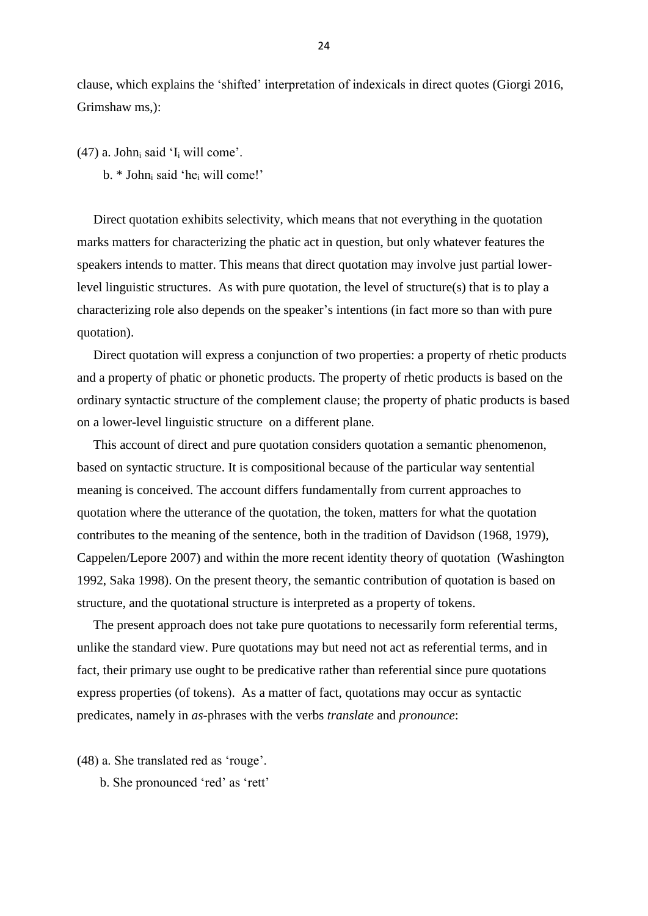clause, which explains the 'shifted' interpretation of indexicals in direct quotes (Giorgi 2016, Grimshaw ms,):

(47) a. John$_i$ said 'I$_i$ will come'.

b. * John$_i$ said 'he$_i$ will come!'

Direct quotation exhibits selectivity, which means that not everything in the quotation marks matters for characterizing the phatic act in question, but only whatever features the speakers intends to matter. This means that direct quotation may involve just partial lower-level linguistic structures. As with pure quotation, the level of structure(s) that is to play a characterizing role also depends on the speaker's intentions (in fact more so than with pure quotation).

Direct quotation will express a conjunction of two properties: a property of rhetic products and a property of phatic or phonetic products. The property of rhetic products is based on the ordinary syntactic structure of the complement clause; the property of phatic products is based on a lower-level linguistic structure on a different plane.

This account of direct and pure quotation considers quotation a semantic phenomenon, based on syntactic structure. It is compositional because of the particular way sentential meaning is conceived. The account differs fundamentally from current approaches to quotation where the utterance of the quotation, the token, matters for what the quotation contributes to the meaning of the sentence, both in the tradition of Davidson (1968, 1979), Cappelen/Lepore 2007) and within the more recent identity theory of quotation (Washington 1992, Saka 1998). On the present theory, the semantic contribution of quotation is based on structure, and the quotational structure is interpreted as a property of tokens.

The present approach does not take pure quotations to necessarily form referential terms, unlike the standard view. Pure quotations may but need not act as referential terms, and in fact, their primary use ought to be predicative rather than referential since pure quotations express properties (of tokens). As a matter of fact, quotations may occur as syntactic predicates, namely in *as*-phrases with the verbs *translate* and *pronounce*:

(48) a. She translated red as 'rouge'.

b. She pronounced 'red' as 'rett'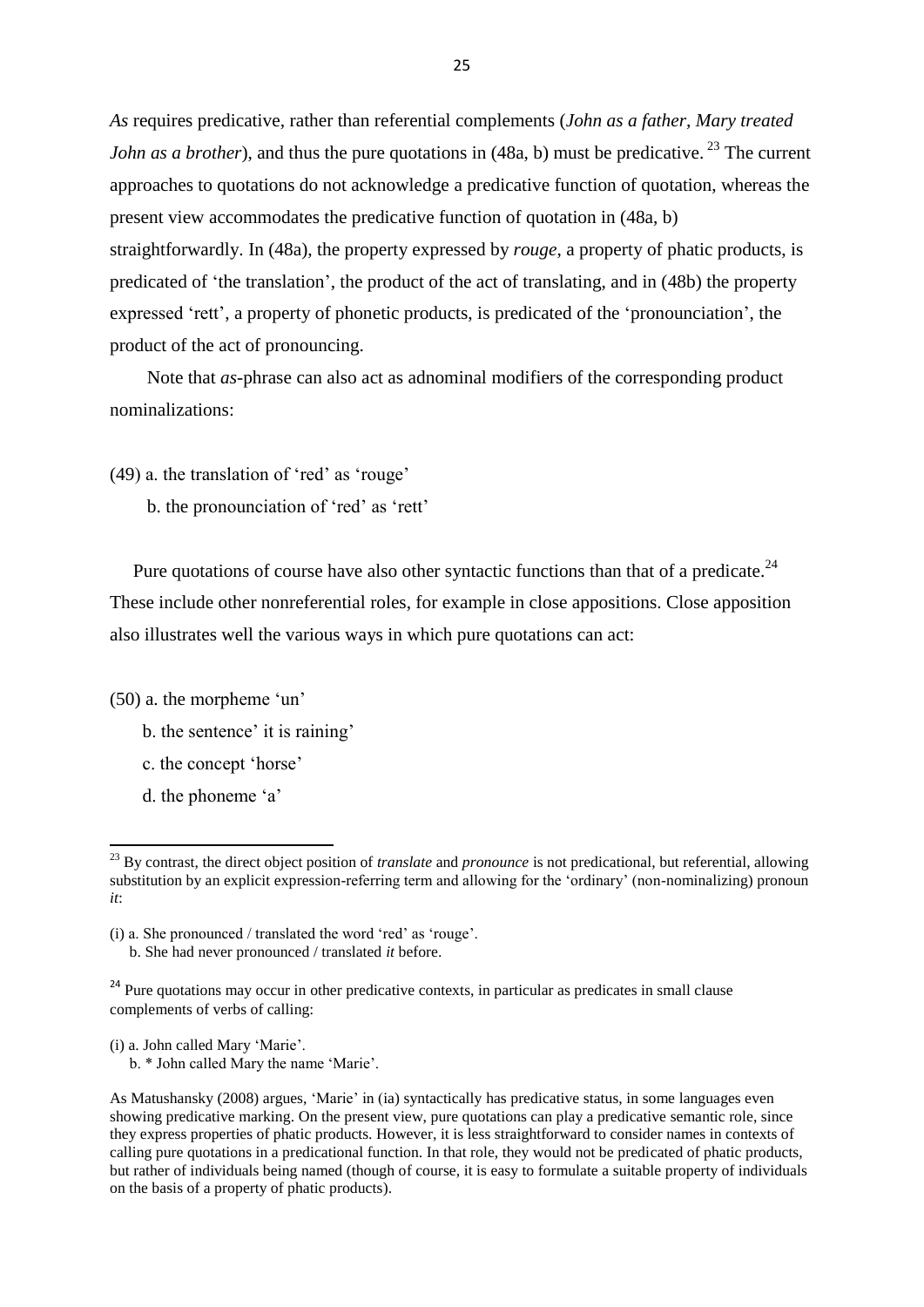*As* requires predicative, rather than referential complements (*John as a father, Mary treated John as a brother*), and thus the pure quotations in (48a, b) must be predicative. [23] The current approaches to quotations do not acknowledge a predicative function of quotation, whereas the present view accommodates the predicative function of quotation in (48a, b) straightforwardly. In (48a), the property expressed by *rouge*, a property of phatic products, is predicated of 'the translation', the product of the act of translating, and in (48b) the property expressed 'rett', a property of phonetic products, is predicated of the 'pronounciation', the product of the act of pronouncing.

Note that *as*-phrase can also act as adnominal modifiers of the corresponding product nominalizations:

(49) a. the translation of 'red' as 'rouge'

b. the pronounciation of 'red' as 'rett'

Pure quotations of course have also other syntactic functions than that of a predicate.[24] These include other nonreferential roles, for example in close appositions. Close apposition also illustrates well the various ways in which pure quotations can act:

(50) a. the morpheme 'un'

b. the sentence' it is raining'

c. the concept 'horse'

d. the phoneme 'a'

---

[23] By contrast, the direct object position of *translate* and *pronounce* is not predicational, but referential, allowing substitution by an explicit expression-referring term and allowing for the 'ordinary' (non-nominalizing) pronoun *it*:

(i) a. She pronounced / translated the word 'red' as 'rouge'.

b. She had never pronounced / translated *it* before.

[24] Pure quotations may occur in other predicative contexts, in particular as predicates in small clause complements of verbs of calling:

(i) a. John called Mary 'Marie'.

b. * John called Mary the name 'Marie'.

As Matushansky (2008) argues, 'Marie' in (ia) syntactically has predicative status, in some languages even showing predicative marking. On the present view, pure quotations can play a predicative semantic role, since they express properties of phatic products. However, it is less straightforward to consider names in contexts of calling pure quotations in a predicational function. In that role, they would not be predicated of phatic products, but rather of individuals being named (though of course, it is easy to formulate a suitable property of individuals on the basis of a property of phatic products).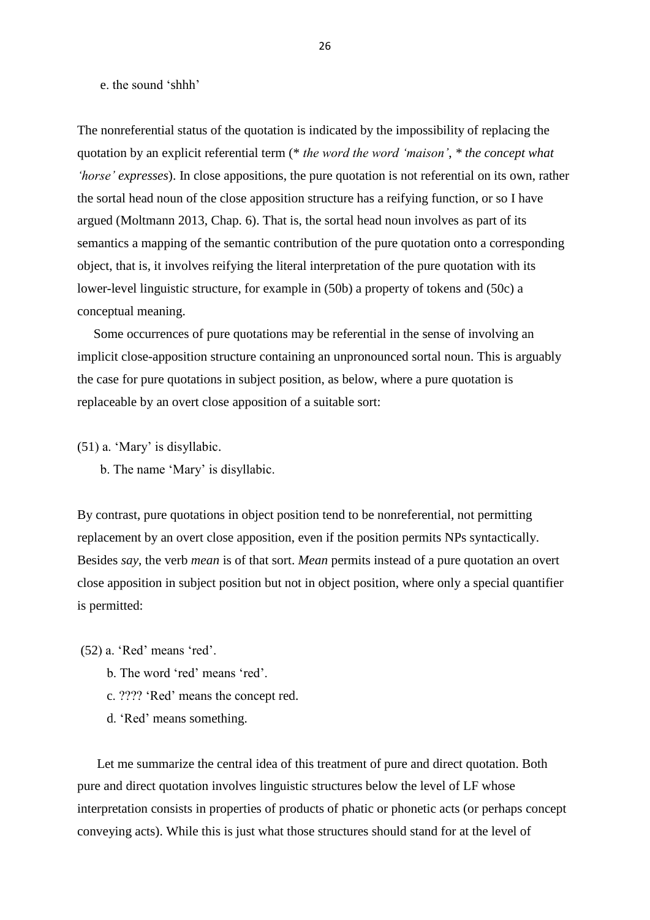e. the sound ‘shhh’

The nonreferential status of the quotation is indicated by the impossibility of replacing the quotation by an explicit referential term (* *the word the word ‘maison’*, * *the concept what ‘horse’ expresses*). In close appositions, the pure quotation is not referential on its own, rather the sortal head noun of the close apposition structure has a reifying function, or so I have argued (Moltmann 2013, Chap. 6). That is, the sortal head noun involves as part of its semantics a mapping of the semantic contribution of the pure quotation onto a corresponding object, that is, it involves reifying the literal interpretation of the pure quotation with its lower-level linguistic structure, for example in (50b) a property of tokens and (50c) a conceptual meaning.

Some occurrences of pure quotations may be referential in the sense of involving an implicit close-apposition structure containing an unpronounced sortal noun. This is arguably the case for pure quotations in subject position, as below, where a pure quotation is replaceable by an overt close apposition of a suitable sort:

(51) a. ‘Mary’ is disyllabic.

b. The name ‘Mary’ is disyllabic.

By contrast, pure quotations in object position tend to be nonreferential, not permitting replacement by an overt close apposition, even if the position permits NPs syntactically. Besides *say*, the verb *mean* is of that sort. *Mean* permits instead of a pure quotation an overt close apposition in subject position but not in object position, where only a special quantifier is permitted:

(52) a. ‘Red’ means ‘red’.

b. The word ‘red’ means ‘red’.

c. ???? ‘Red’ means the concept red.

d. ‘Red’ means something.

Let me summarize the central idea of this treatment of pure and direct quotation. Both pure and direct quotation involves linguistic structures below the level of LF whose interpretation consists in properties of products of phatic or phonetic acts (or perhaps concept conveying acts). While this is just what those structures should stand for at the level of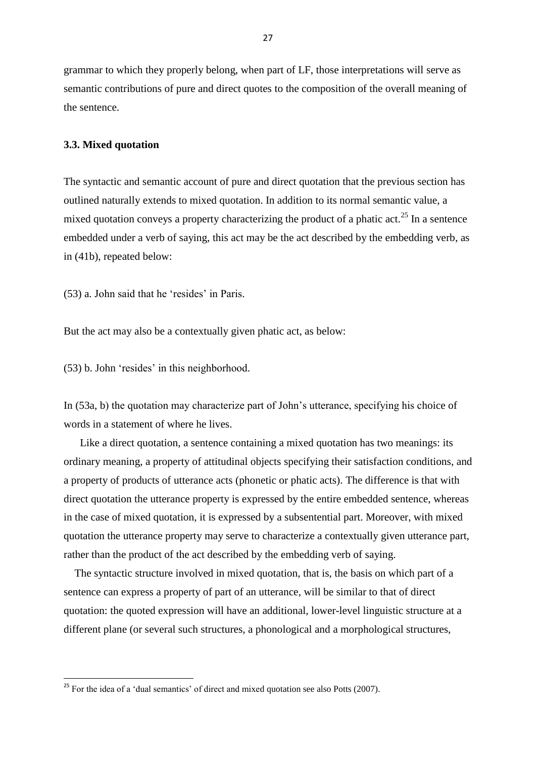grammar to which they properly belong, when part of LF, those interpretations will serve as semantic contributions of pure and direct quotes to the composition of the overall meaning of the sentence.

### 3.3. Mixed quotation

The syntactic and semantic account of pure and direct quotation that the previous section has outlined naturally extends to mixed quotation. In addition to its normal semantic value, a mixed quotation conveys a property characterizing the product of a phatic act.[25] In a sentence embedded under a verb of saying, this act may be the act described by the embedding verb, as in (41b), repeated below:

(53) a. John said that he 'resides' in Paris.

But the act may also be a contextually given phatic act, as below:

(53) b. John 'resides' in this neighborhood.

In (53a, b) the quotation may characterize part of John's utterance, specifying his choice of words in a statement of where he lives.

Like a direct quotation, a sentence containing a mixed quotation has two meanings: its ordinary meaning, a property of attitudinal objects specifying their satisfaction conditions, and a property of products of utterance acts (phonetic or phatic acts). The difference is that with direct quotation the utterance property is expressed by the entire embedded sentence, whereas in the case of mixed quotation, it is expressed by a subsentential part. Moreover, with mixed quotation the utterance property may serve to characterize a contextually given utterance part, rather than the product of the act described by the embedding verb of saying.

The syntactic structure involved in mixed quotation, that is, the basis on which part of a sentence can express a property of part of an utterance, will be similar to that of direct quotation: the quoted expression will have an additional, lower-level linguistic structure at a different plane (or several such structures, a phonological and a morphological structures,

[25] For the idea of a 'dual semantics' of direct and mixed quotation see also Potts (2007).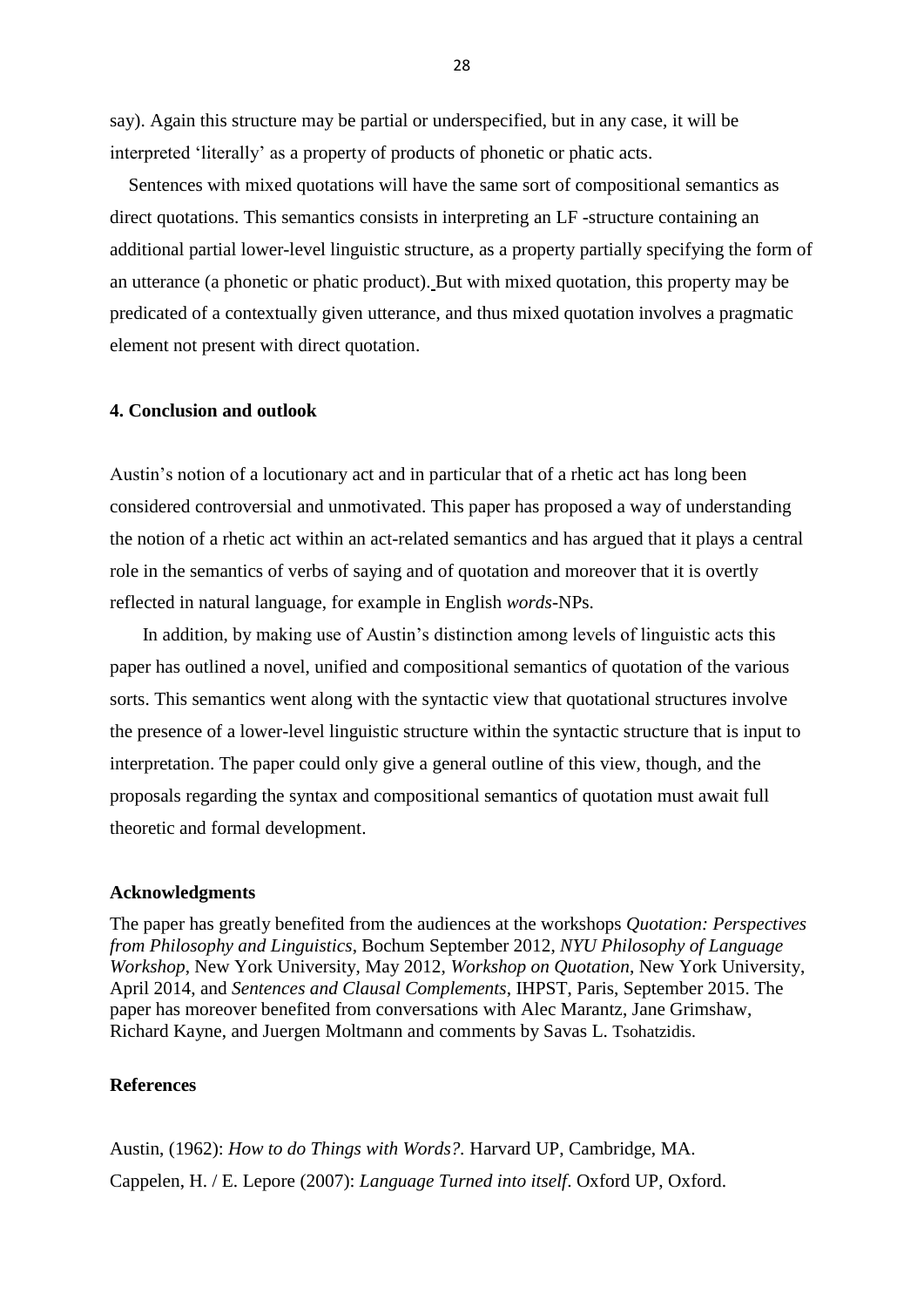say). Again this structure may be partial or underspecified, but in any case, it will be interpreted 'literally' as a property of products of phonetic or phatic acts.

Sentences with mixed quotations will have the same sort of compositional semantics as direct quotations. This semantics consists in interpreting an LF -structure containing an additional partial lower-level linguistic structure, as a property partially specifying the form of an utterance (a phonetic or phatic product). But with mixed quotation, this property may be predicated of a contextually given utterance, and thus mixed quotation involves a pragmatic element not present with direct quotation.

## 4. Conclusion and outlook

Austin's notion of a locutionary act and in particular that of a rhetic act has long been considered controversial and unmotivated. This paper has proposed a way of understanding the notion of a rhetic act within an act-related semantics and has argued that it plays a central role in the semantics of verbs of saying and of quotation and moreover that it is overtly reflected in natural language, for example in English *words*-NPs.

In addition, by making use of Austin's distinction among levels of linguistic acts this paper has outlined a novel, unified and compositional semantics of quotation of the various sorts. This semantics went along with the syntactic view that quotational structures involve the presence of a lower-level linguistic structure within the syntactic structure that is input to interpretation. The paper could only give a general outline of this view, though, and the proposals regarding the syntax and compositional semantics of quotation must await full theoretic and formal development.

### Acknowledgments

The paper has greatly benefited from the audiences at the workshops *Quotation: Perspectives from Philosophy and Linguistics*, Bochum September 2012, *NYU Philosophy of Language Workshop*, New York University, May 2012, *Workshop on Quotation*, New York University, April 2014, and *Sentences and Clausal Complements*, IHPST, Paris, September 2015. The paper has moreover benefited from conversations with Alec Marantz, Jane Grimshaw, Richard Kayne, and Juergen Moltmann and comments by Savas L. Tsohatzidis.

### References

Austin, (1962): *How to do Things with Words?.* Harvard UP, Cambridge, MA.

Cappelen, H. / E. Lepore (2007): *Language Turned into itself*. Oxford UP, Oxford.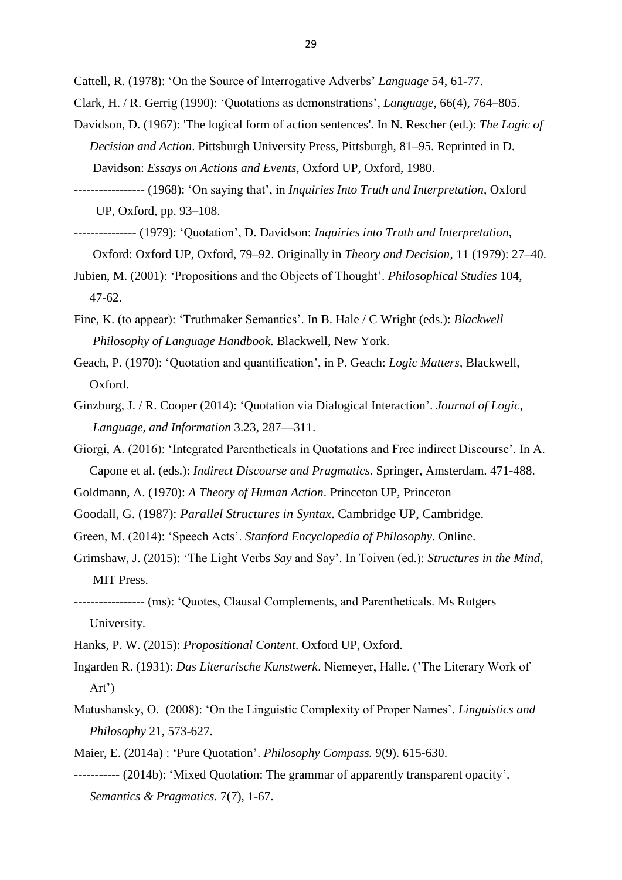Cattell, R. (1978): 'On the Source of Interrogative Adverbs' *Language* 54, 61-77.

Clark, H. / R. Gerrig (1990): 'Quotations as demonstrations', *Language*, 66(4), 764–805.

Davidson, D. (1967): 'The logical form of action sentences'. In N. Rescher (ed.): *The Logic of Decision and Action*. Pittsburgh University Press, Pittsburgh, 81–95. Reprinted in D. Davidson: *Essays on Actions and Events*, Oxford UP, Oxford, 1980.

---------------- (1968): 'On saying that', in *Inquiries Into Truth and Interpretation*, Oxford UP, Oxford, pp. 93–108.

-------------- (1979): 'Quotation', D. Davidson: *Inquiries into Truth and Interpretation*, Oxford: Oxford UP, Oxford, 79–92. Originally in *Theory and Decision*, 11 (1979): 27–40.

Jubien, M. (2001): 'Propositions and the Objects of Thought'. *Philosophical Studies* 104, 47-62.

Fine, K. (to appear): 'Truthmaker Semantics'. In B. Hale / C Wright (eds.): *Blackwell Philosophy of Language Handbook*. Blackwell, New York.

Geach, P. (1970): 'Quotation and quantification', in P. Geach: *Logic Matters*, Blackwell, Oxford.

Ginzburg, J. / R. Cooper (2014): 'Quotation via Dialogical Interaction'. *Journal of Logic, Language, and Information* 3.23, 287—311.

Giorgi, A. (2016): 'Integrated Parentheticals in Quotations and Free indirect Discourse'. In A. Capone et al. (eds.): *Indirect Discourse and Pragmatics*. Springer, Amsterdam. 471-488.

Goldmann, A. (1970): *A Theory of Human Action*. Princeton UP, Princeton

Goodall, G. (1987): *Parallel Structures in Syntax*. Cambridge UP, Cambridge.

Green, M. (2014): 'Speech Acts'. *Stanford Encyclopedia of Philosophy*. Online.

Grimshaw, J. (2015): 'The Light Verbs *Say* and Say'. In Toiven (ed.): *Structures in the Mind*, MIT Press.

---------------- (ms): 'Quotes, Clausal Complements, and Parentheticals. Ms Rutgers University.

Hanks, P. W. (2015): *Propositional Content*. Oxford UP, Oxford.

Ingarden R. (1931): *Das Literarische Kunstwerk*. Niemeyer, Halle. ('The Literary Work of Art')

Matushansky, O. (2008): 'On the Linguistic Complexity of Proper Names'. *Linguistics and Philosophy* 21, 573-627.

Maier, E. (2014a) : 'Pure Quotation'. *Philosophy Compass.* 9(9). 615-630.

---------- (2014b): 'Mixed Quotation: The grammar of apparently transparent opacity'. *Semantics & Pragmatics.* 7(7), 1-67.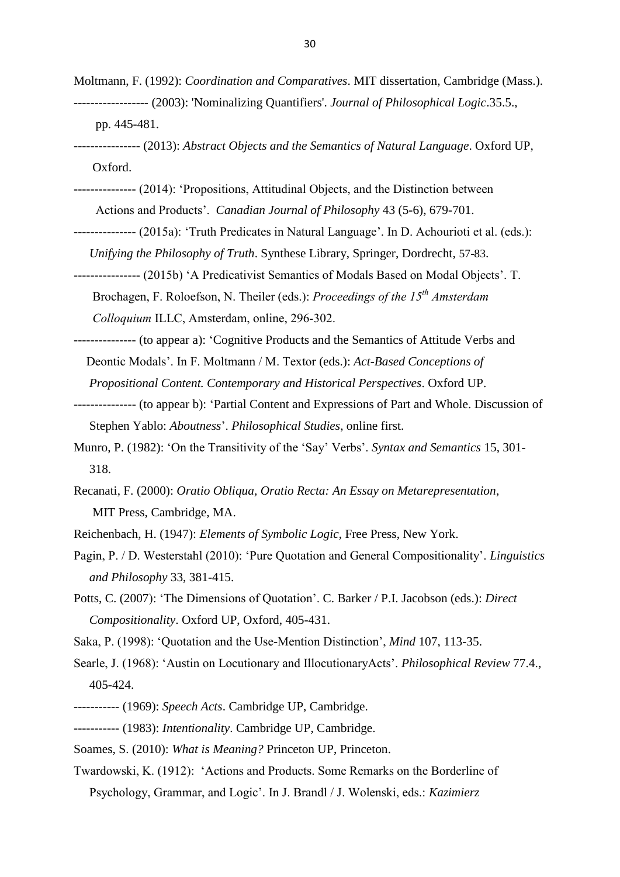Moltmann, F. (1992): *Coordination and Comparatives*. MIT dissertation, Cambridge (Mass.).

----------------- (2003): 'Nominalizing Quantifiers'. *Journal of Philosophical Logic*.35.5., pp. 445-481.

---------------- (2013): *Abstract Objects and the Semantics of Natural Language*. Oxford UP, Oxford.

-------------- (2014): 'Propositions, Attitudinal Objects, and the Distinction between Actions and Products'. *Canadian Journal of Philosophy* 43 (5-6), 679-701.

-------------- (2015a): 'Truth Predicates in Natural Language'. In D. Achourioti et al. (eds.): *Unifying the Philosophy of Truth*. Synthese Library, Springer, Dordrecht, 57-83.

---------------- (2015b) 'A Predicativist Semantics of Modals Based on Modal Objects'. T. Brochagen, F. Roloefson, N. Theiler (eds.): *Proceedings of the 15th Amsterdam Colloquium* ILLC, Amsterdam, online, 296-302.

-------------- (to appear a): 'Cognitive Products and the Semantics of Attitude Verbs and Deontic Modals'. In F. Moltmann / M. Textor (eds.): *Act-Based Conceptions of Propositional Content. Contemporary and Historical Perspectives*. Oxford UP.

-------------- (to appear b): 'Partial Content and Expressions of Part and Whole. Discussion of Stephen Yablo: *Aboutness*'. *Philosophical Studies*, online first.

Munro, P. (1982): 'On the Transitivity of the 'Say' Verbs'. *Syntax and Semantics* 15, 301-318.

Recanati, F. (2000): *Oratio Obliqua, Oratio Recta: An Essay on Metarepresentation*, MIT Press, Cambridge, MA.

Reichenbach, H. (1947): *Elements of Symbolic Logic*, Free Press, New York.

Pagin, P. / D. Westerstahl (2010): 'Pure Quotation and General Compositionality'. *Linguistics and Philosophy* 33, 381-415.

Potts, C. (2007): 'The Dimensions of Quotation'. C. Barker / P.I. Jacobson (eds.): *Direct Compositionality*. Oxford UP, Oxford, 405-431.

Saka, P. (1998): 'Quotation and the Use-Mention Distinction', *Mind* 107, 113-35.

Searle, J. (1968): 'Austin on Locutionary and IllocutionaryActs'. *Philosophical Review* 77.4., 405-424.

---------- (1969): *Speech Acts*. Cambridge UP, Cambridge.

---------- (1983): *Intentionality*. Cambridge UP, Cambridge.

Soames, S. (2010): *What is Meaning?* Princeton UP, Princeton.

Twardowski, K. (1912): 'Actions and Products. Some Remarks on the Borderline of Psychology, Grammar, and Logic'. In J. Brandl / J. Wolenski, eds.: *Kazimierz*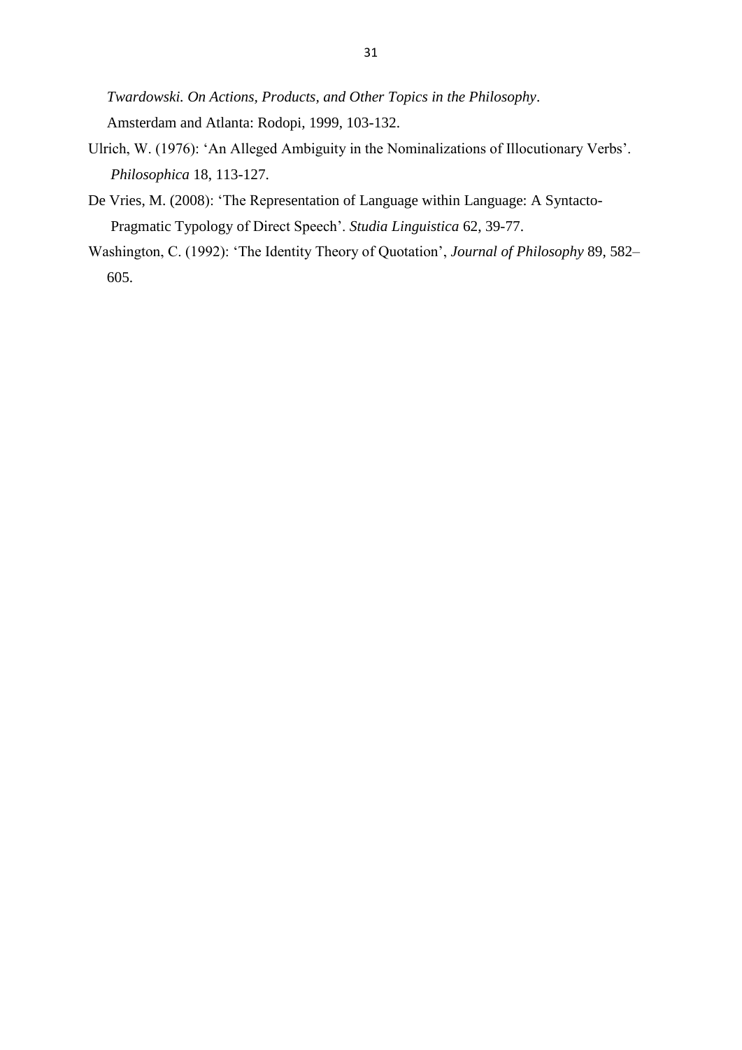*Twardowski. On Actions, Products, and Other Topics in the Philosophy*. Amsterdam and Atlanta: Rodopi, 1999, 103-132.

Ulrich, W. (1976): 'An Alleged Ambiguity in the Nominalizations of Illocutionary Verbs'. *Philosophica* 18, 113-127.

De Vries, M. (2008): 'The Representation of Language within Language: A Syntacto-Pragmatic Typology of Direct Speech'. *Studia Linguistica* 62, 39-77.

Washington, C. (1992): 'The Identity Theory of Quotation', *Journal of Philosophy* 89, 582–605.